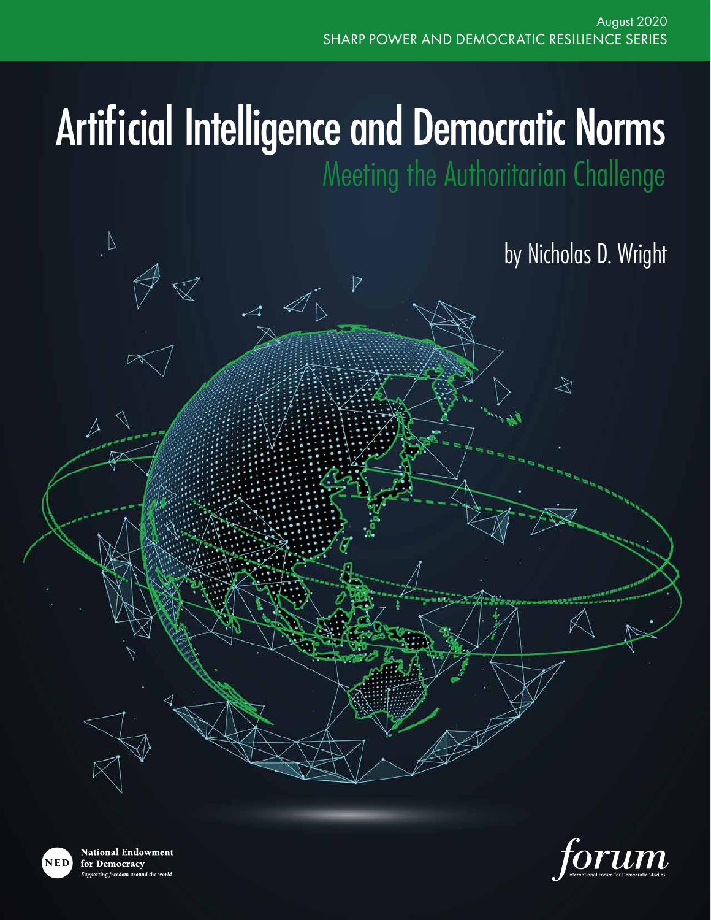August 2020
SHARP POWER AND DEMOCRATIC RESILIENCE SERIES

# Artificial Intelligence and Democratic Norms

## Meeting the Authoritarian Challenge

by Nicholas D. Wright

National Endowment for Democracy
*Supporting freedom around the world*

forum
International Forum for Democratic Studies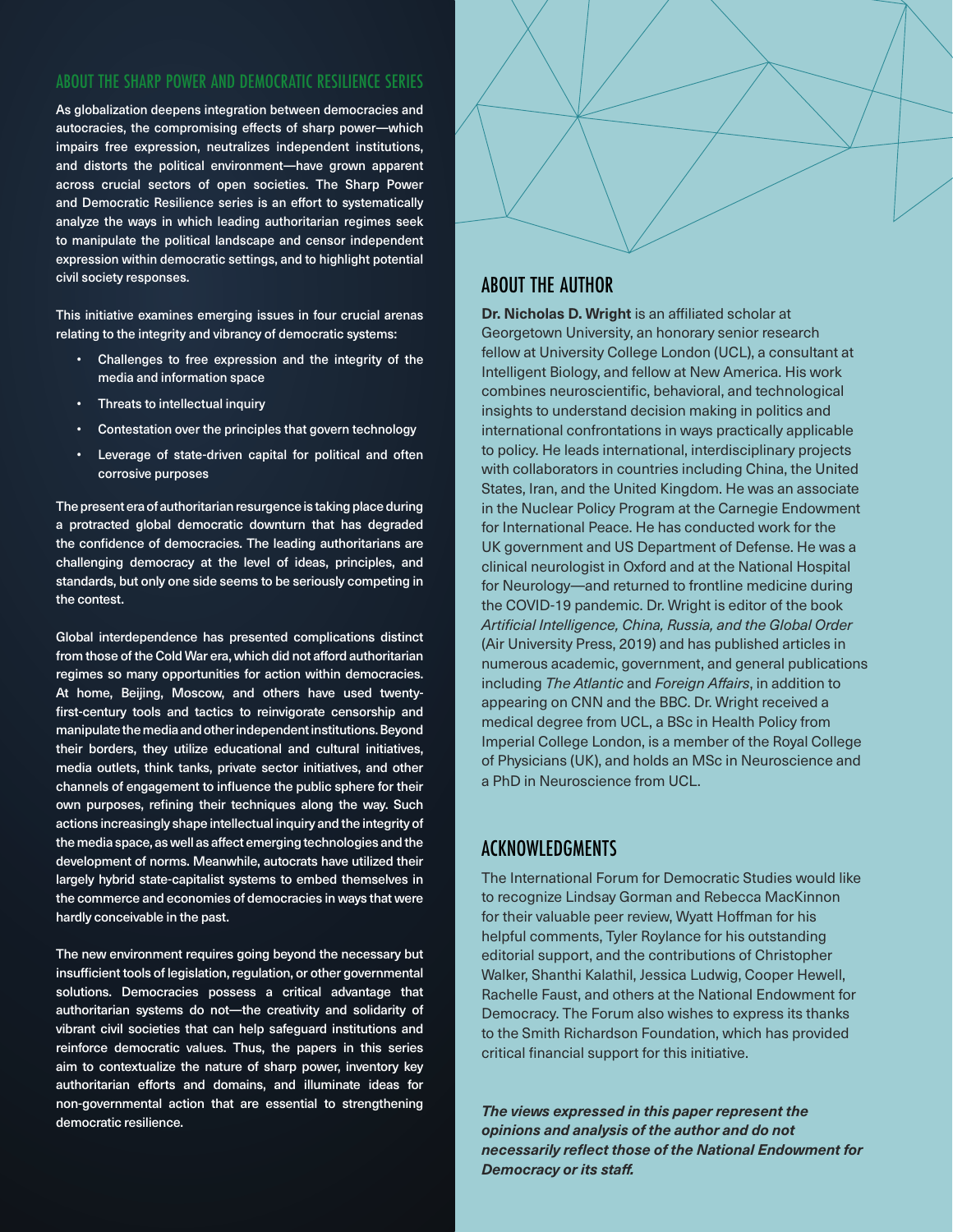## ABOUT THE SHARP POWER AND DEMOCRATIC RESILIENCE SERIES

As globalization deepens integration between democracies and autocracies, the compromising effects of sharp power—which impairs free expression, neutralizes independent institutions, and distorts the political environment—have grown apparent across crucial sectors of open societies. The Sharp Power and Democratic Resilience series is an effort to systematically analyze the ways in which leading authoritarian regimes seek to manipulate the political landscape and censor independent expression within democratic settings, and to highlight potential civil society responses.

This initiative examines emerging issues in four crucial arenas relating to the integrity and vibrancy of democratic systems:

- Challenges to free expression and the integrity of the media and information space
- Threats to intellectual inquiry
- Contestation over the principles that govern technology
- Leverage of state-driven capital for political and often corrosive purposes

The present era of authoritarian resurgence is taking place during a protracted global democratic downturn that has degraded the confidence of democracies. The leading authoritarians are challenging democracy at the level of ideas, principles, and standards, but only one side seems to be seriously competing in the contest.

Global interdependence has presented complications distinct from those of the Cold War era, which did not afford authoritarian regimes so many opportunities for action within democracies. At home, Beijing, Moscow, and others have used twenty-first-century tools and tactics to reinvigorate censorship and manipulate the media and other independent institutions. Beyond their borders, they utilize educational and cultural initiatives, media outlets, think tanks, private sector initiatives, and other channels of engagement to influence the public sphere for their own purposes, refining their techniques along the way. Such actions increasingly shape intellectual inquiry and the integrity of the media space, as well as affect emerging technologies and the development of norms. Meanwhile, autocrats have utilized their largely hybrid state-capitalist systems to embed themselves in the commerce and economies of democracies in ways that were hardly conceivable in the past.

The new environment requires going beyond the necessary but insufficient tools of legislation, regulation, or other governmental solutions. Democracies possess a critical advantage that authoritarian systems do not—the creativity and solidarity of vibrant civil societies that can help safeguard institutions and reinforce democratic values. Thus, the papers in this series aim to contextualize the nature of sharp power, inventory key authoritarian efforts and domains, and illuminate ideas for non-governmental action that are essential to strengthening democratic resilience.

## ABOUT THE AUTHOR

**Dr. Nicholas D. Wright** is an affiliated scholar at Georgetown University, an honorary senior research fellow at University College London (UCL), a consultant at Intelligent Biology, and fellow at New America. His work combines neuroscientific, behavioral, and technological insights to understand decision making in politics and international confrontations in ways practically applicable to policy. He leads international, interdisciplinary projects with collaborators in countries including China, the United States, Iran, and the United Kingdom. He was an associate in the Nuclear Policy Program at the Carnegie Endowment for International Peace. He has conducted work for the UK government and US Department of Defense. He was a clinical neurologist in Oxford and at the National Hospital for Neurology—and returned to frontline medicine during the COVID-19 pandemic. Dr. Wright is editor of the book *Artificial Intelligence, China, Russia, and the Global Order* (Air University Press, 2019) and has published articles in numerous academic, government, and general publications including *The Atlantic* and *Foreign Affairs*, in addition to appearing on CNN and the BBC. Dr. Wright received a medical degree from UCL, a BSc in Health Policy from Imperial College London, is a member of the Royal College of Physicians (UK), and holds an MSc in Neuroscience and a PhD in Neuroscience from UCL.

## ACKNOWLEDGMENTS

The International Forum for Democratic Studies would like to recognize Lindsay Gorman and Rebecca MacKinnon for their valuable peer review, Wyatt Hoffman for his helpful comments, Tyler Roylance for his outstanding editorial support, and the contributions of Christopher Walker, Shanthi Kalathil, Jessica Ludwig, Cooper Hewell, Rachelle Faust, and others at the National Endowment for Democracy. The Forum also wishes to express its thanks to the Smith Richardson Foundation, which has provided critical financial support for this initiative.

***The views expressed in this paper represent the opinions and analysis of the author and do not necessarily reflect those of the National Endowment for Democracy or its staff.***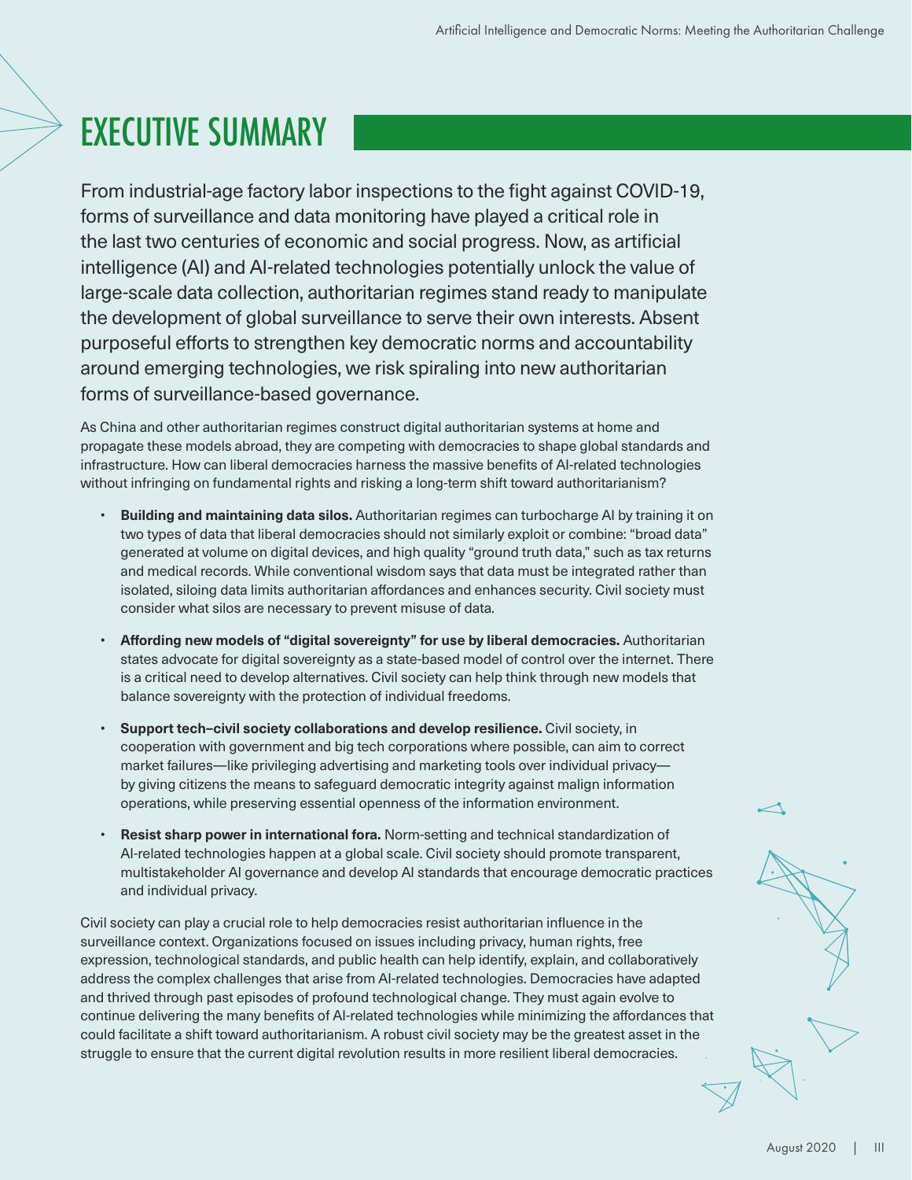# EXECUTIVE SUMMARY

From industrial-age factory labor inspections to the fight against COVID-19, forms of surveillance and data monitoring have played a critical role in the last two centuries of economic and social progress. Now, as artificial intelligence (AI) and AI-related technologies potentially unlock the value of large-scale data collection, authoritarian regimes stand ready to manipulate the development of global surveillance to serve their own interests. Absent purposeful efforts to strengthen key democratic norms and accountability around emerging technologies, we risk spiraling into new authoritarian forms of surveillance-based governance.

As China and other authoritarian regimes construct digital authoritarian systems at home and propagate these models abroad, they are competing with democracies to shape global standards and infrastructure. How can liberal democracies harness the massive benefits of AI-related technologies without infringing on fundamental rights and risking a long-term shift toward authoritarianism?

- **Building and maintaining data silos.** Authoritarian regimes can turbocharge AI by training it on two types of data that liberal democracies should not similarly exploit or combine: "broad data" generated at volume on digital devices, and high quality "ground truth data," such as tax returns and medical records. While conventional wisdom says that data must be integrated rather than isolated, siloing data limits authoritarian affordances and enhances security. Civil society must consider what silos are necessary to prevent misuse of data.
- **Affording new models of "digital sovereignty" for use by liberal democracies.** Authoritarian states advocate for digital sovereignty as a state-based model of control over the internet. There is a critical need to develop alternatives. Civil society can help think through new models that balance sovereignty with the protection of individual freedoms.
- **Support tech–civil society collaborations and develop resilience.** Civil society, in cooperation with government and big tech corporations where possible, can aim to correct market failures—like privileging advertising and marketing tools over individual privacy—by giving citizens the means to safeguard democratic integrity against malign information operations, while preserving essential openness of the information environment.
- **Resist sharp power in international fora.** Norm-setting and technical standardization of AI-related technologies happen at a global scale. Civil society should promote transparent, multistakeholder AI governance and develop AI standards that encourage democratic practices and individual privacy.

Civil society can play a crucial role to help democracies resist authoritarian influence in the surveillance context. Organizations focused on issues including privacy, human rights, free expression, technological standards, and public health can help identify, explain, and collaboratively address the complex challenges that arise from AI-related technologies. Democracies have adapted and thrived through past episodes of profound technological change. They must again evolve to continue delivering the many benefits of AI-related technologies while minimizing the affordances that could facilitate a shift toward authoritarianism. A robust civil society may be the greatest asset in the struggle to ensure that the current digital revolution results in more resilient liberal democracies.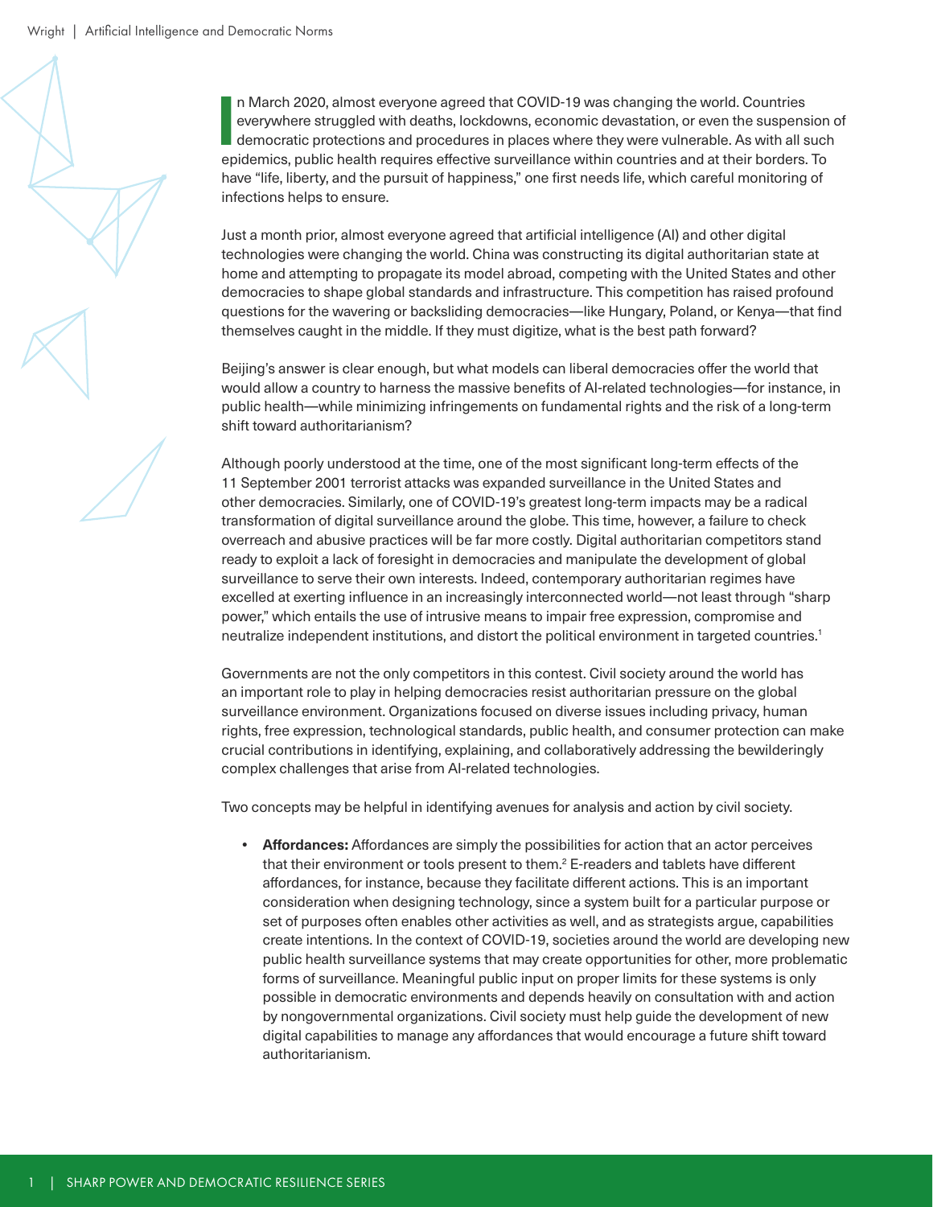In March 2020, almost everyone agreed that COVID-19 was changing the world. Countries everywhere struggled with deaths, lockdowns, economic devastation, or even the suspension of democratic protections and procedures in places where they were vulnerable. As with all such epidemics, public health requires effective surveillance within countries and at their borders. To have "life, liberty, and the pursuit of happiness," one first needs life, which careful monitoring of infections helps to ensure.

Just a month prior, almost everyone agreed that artificial intelligence (AI) and other digital technologies were changing the world. China was constructing its digital authoritarian state at home and attempting to propagate its model abroad, competing with the United States and other democracies to shape global standards and infrastructure. This competition has raised profound questions for the wavering or backsliding democracies—like Hungary, Poland, or Kenya—that find themselves caught in the middle. If they must digitize, what is the best path forward?

Beijing's answer is clear enough, but what models can liberal democracies offer the world that would allow a country to harness the massive benefits of AI-related technologies—for instance, in public health—while minimizing infringements on fundamental rights and the risk of a long-term shift toward authoritarianism?

Although poorly understood at the time, one of the most significant long-term effects of the 11 September 2001 terrorist attacks was expanded surveillance in the United States and other democracies. Similarly, one of COVID-19's greatest long-term impacts may be a radical transformation of digital surveillance around the globe. This time, however, a failure to check overreach and abusive practices will be far more costly. Digital authoritarian competitors stand ready to exploit a lack of foresight in democracies and manipulate the development of global surveillance to serve their own interests. Indeed, contemporary authoritarian regimes have excelled at exerting influence in an increasingly interconnected world—not least through "sharp power," which entails the use of intrusive means to impair free expression, compromise and neutralize independent institutions, and distort the political environment in targeted countries.[1]

Governments are not the only competitors in this contest. Civil society around the world has an important role to play in helping democracies resist authoritarian pressure on the global surveillance environment. Organizations focused on diverse issues including privacy, human rights, free expression, technological standards, public health, and consumer protection can make crucial contributions in identifying, explaining, and collaboratively addressing the bewilderingly complex challenges that arise from AI-related technologies.

Two concepts may be helpful in identifying avenues for analysis and action by civil society.

- **Affordances:** Affordances are simply the possibilities for action that an actor perceives that their environment or tools present to them.[2] E-readers and tablets have different affordances, for instance, because they facilitate different actions. This is an important consideration when designing technology, since a system built for a particular purpose or set of purposes often enables other activities as well, and as strategists argue, capabilities create intentions. In the context of COVID-19, societies around the world are developing new public health surveillance systems that may create opportunities for other, more problematic forms of surveillance. Meaningful public input on proper limits for these systems is only possible in democratic environments and depends heavily on consultation with and action by nongovernmental organizations. Civil society must help guide the development of new digital capabilities to manage any affordances that would encourage a future shift toward authoritarianism.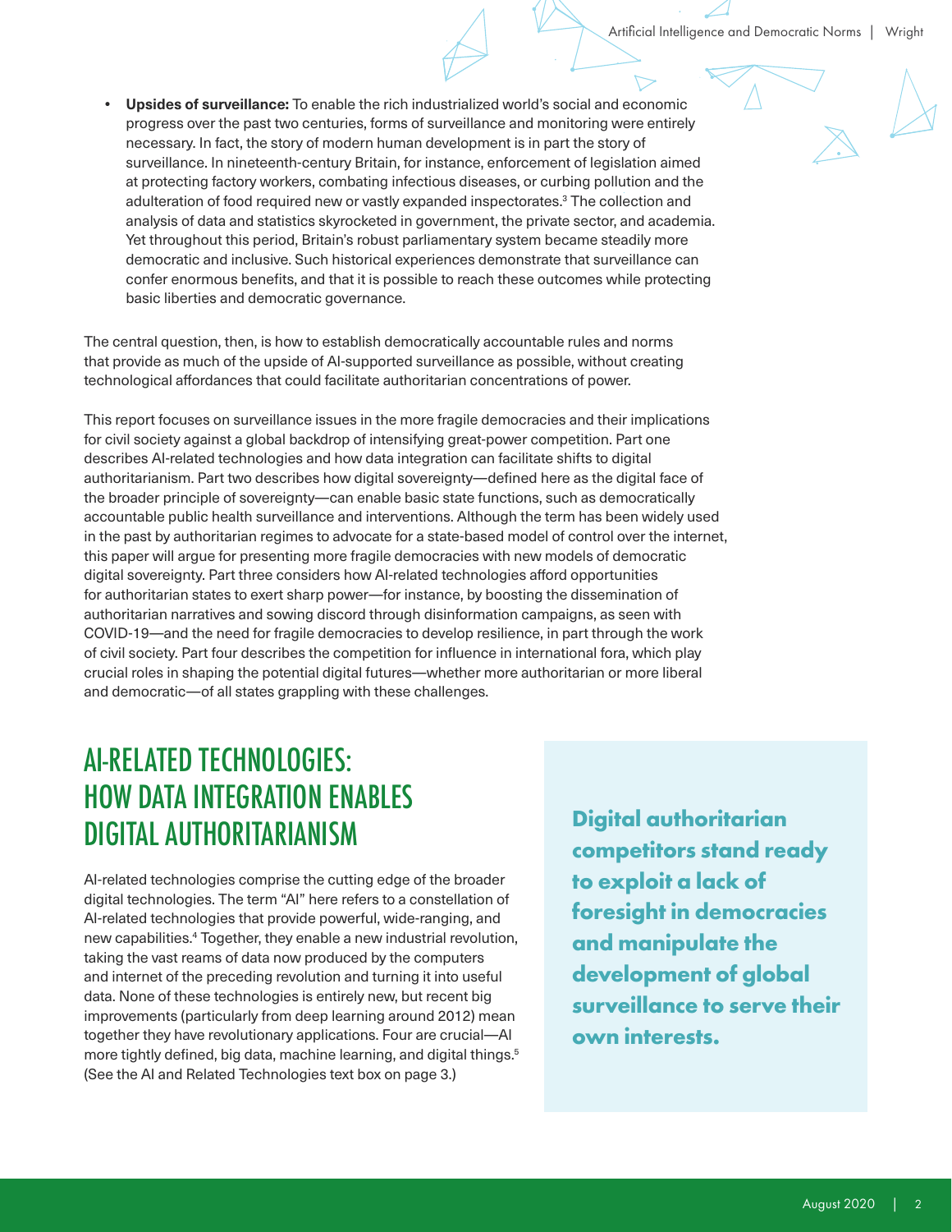- **Upsides of surveillance:** To enable the rich industrialized world's social and economic progress over the past two centuries, forms of surveillance and monitoring were entirely necessary. In fact, the story of modern human development is in part the story of surveillance. In nineteenth-century Britain, for instance, enforcement of legislation aimed at protecting factory workers, combating infectious diseases, or curbing pollution and the adulteration of food required new or vastly expanded inspectorates.[3] The collection and analysis of data and statistics skyrocketed in government, the private sector, and academia. Yet throughout this period, Britain's robust parliamentary system became steadily more democratic and inclusive. Such historical experiences demonstrate that surveillance can confer enormous benefits, and that it is possible to reach these outcomes while protecting basic liberties and democratic governance.

The central question, then, is how to establish democratically accountable rules and norms that provide as much of the upside of AI-supported surveillance as possible, without creating technological affordances that could facilitate authoritarian concentrations of power.

This report focuses on surveillance issues in the more fragile democracies and their implications for civil society against a global backdrop of intensifying great-power competition. Part one describes AI-related technologies and how data integration can facilitate shifts to digital authoritarianism. Part two describes how digital sovereignty—defined here as the digital face of the broader principle of sovereignty—can enable basic state functions, such as democratically accountable public health surveillance and interventions. Although the term has been widely used in the past by authoritarian regimes to advocate for a state-based model of control over the internet, this paper will argue for presenting more fragile democracies with new models of democratic digital sovereignty. Part three considers how AI-related technologies afford opportunities for authoritarian states to exert sharp power—for instance, by boosting the dissemination of authoritarian narratives and sowing discord through disinformation campaigns, as seen with COVID-19—and the need for fragile democracies to develop resilience, in part through the work of civil society. Part four describes the competition for influence in international fora, which play crucial roles in shaping the potential digital futures—whether more authoritarian or more liberal and democratic—of all states grappling with these challenges.

## AI-RELATED TECHNOLOGIES: HOW DATA INTEGRATION ENABLES DIGITAL AUTHORITARIANISM

AI-related technologies comprise the cutting edge of the broader digital technologies. The term "AI" here refers to a constellation of AI-related technologies that provide powerful, wide-ranging, and new capabilities.[4] Together, they enable a new industrial revolution, taking the vast reams of data now produced by the computers and internet of the preceding revolution and turning it into useful data. None of these technologies is entirely new, but recent big improvements (particularly from deep learning around 2012) mean together they have revolutionary applications. Four are crucial—AI more tightly defined, big data, machine learning, and digital things.[5] (See the AI and Related Technologies text box on page 3.)

**Digital authoritarian competitors stand ready to exploit a lack of foresight in democracies and manipulate the development of global surveillance to serve their own interests.**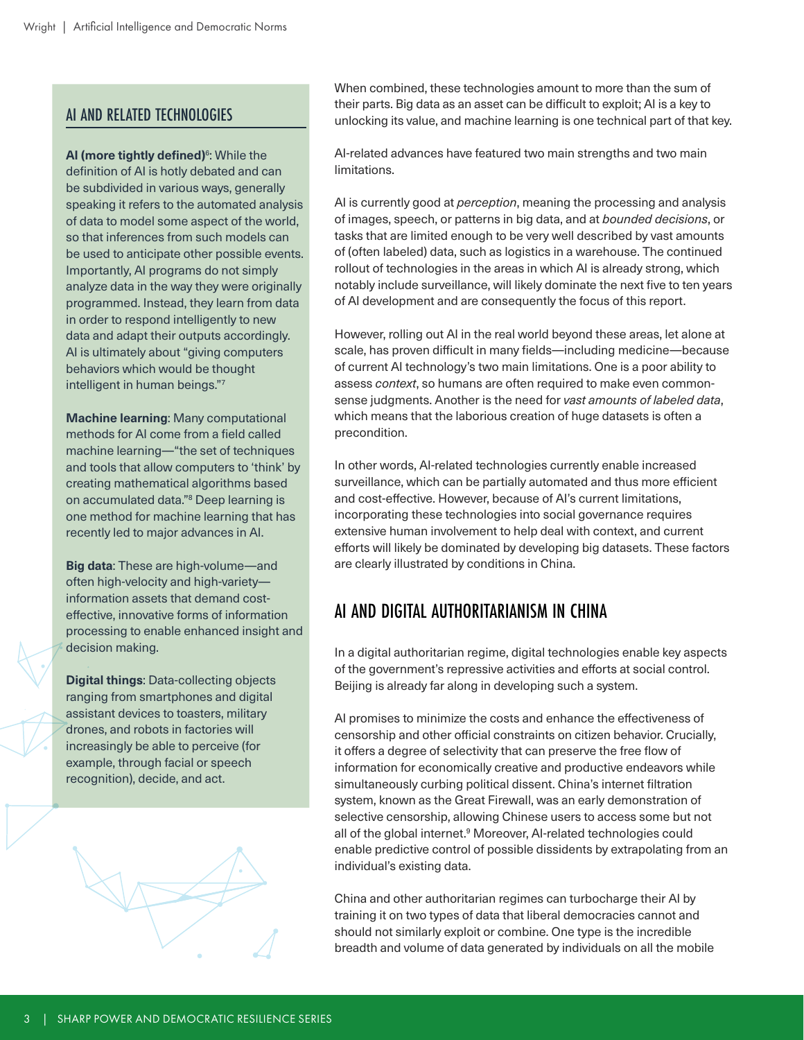## AI AND RELATED TECHNOLOGIES

**AI (more tightly defined)**[6]: While the definition of AI is hotly debated and can be subdivided in various ways, generally speaking it refers to the automated analysis of data to model some aspect of the world, so that inferences from such models can be used to anticipate other possible events. Importantly, AI programs do not simply analyze data in the way they were originally programmed. Instead, they learn from data in order to respond intelligently to new data and adapt their outputs accordingly. AI is ultimately about "giving computers behaviors which would be thought intelligent in human beings."[7]

**Machine learning**: Many computational methods for AI come from a field called machine learning—"the set of techniques and tools that allow computers to 'think' by creating mathematical algorithms based on accumulated data."[8] Deep learning is one method for machine learning that has recently led to major advances in AI.

**Big data**: These are high-volume—and often high-velocity and high-variety—information assets that demand cost-effective, innovative forms of information processing to enable enhanced insight and decision making.

**Digital things**: Data-collecting objects ranging from smartphones and digital assistant devices to toasters, military drones, and robots in factories will increasingly be able to perceive (for example, through facial or speech recognition), decide, and act.

When combined, these technologies amount to more than the sum of their parts. Big data as an asset can be difficult to exploit; AI is a key to unlocking its value, and machine learning is one technical part of that key.

AI-related advances have featured two main strengths and two main limitations.

AI is currently good at *perception*, meaning the processing and analysis of images, speech, or patterns in big data, and at *bounded decisions*, or tasks that are limited enough to be very well described by vast amounts of (often labeled) data, such as logistics in a warehouse. The continued rollout of technologies in the areas in which AI is already strong, which notably include surveillance, will likely dominate the next five to ten years of AI development and are consequently the focus of this report.

However, rolling out AI in the real world beyond these areas, let alone at scale, has proven difficult in many fields—including medicine—because of current AI technology's two main limitations. One is a poor ability to assess *context*, so humans are often required to make even common-sense judgments. Another is the need for *vast amounts of labeled data*, which means that the laborious creation of huge datasets is often a precondition.

In other words, AI-related technologies currently enable increased surveillance, which can be partially automated and thus more efficient and cost-effective. However, because of AI's current limitations, incorporating these technologies into social governance requires extensive human involvement to help deal with context, and current efforts will likely be dominated by developing big datasets. These factors are clearly illustrated by conditions in China.

## AI AND DIGITAL AUTHORITARIANISM IN CHINA

In a digital authoritarian regime, digital technologies enable key aspects of the government's repressive activities and efforts at social control. Beijing is already far along in developing such a system.

AI promises to minimize the costs and enhance the effectiveness of censorship and other official constraints on citizen behavior. Crucially, it offers a degree of selectivity that can preserve the free flow of information for economically creative and productive endeavors while simultaneously curbing political dissent. China's internet filtration system, known as the Great Firewall, was an early demonstration of selective censorship, allowing Chinese users to access some but not all of the global internet.[9] Moreover, AI-related technologies could enable predictive control of possible dissidents by extrapolating from an individual's existing data.

China and other authoritarian regimes can turbocharge their AI by training it on two types of data that liberal democracies cannot and should not similarly exploit or combine. One type is the incredible breadth and volume of data generated by individuals on all the mobile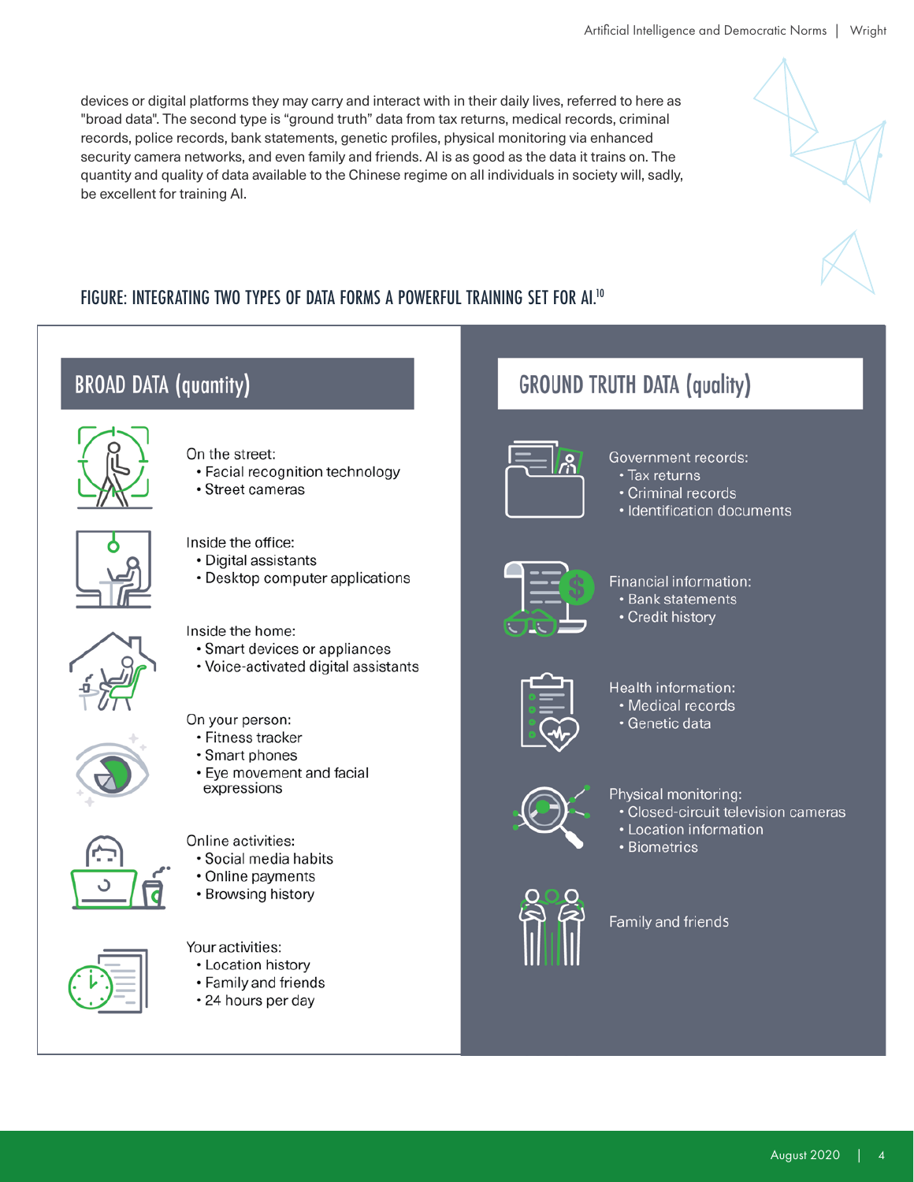devices or digital platforms they may carry and interact with in their daily lives, referred to here as "broad data". The second type is “ground truth” data from tax returns, medical records, criminal records, police records, bank statements, genetic profiles, physical monitoring via enhanced security camera networks, and even family and friends. AI is as good as the data it trains on. The quantity and quality of data available to the Chinese regime on all individuals in society will, sadly, be excellent for training AI.

### FIGURE: INTEGRATING TWO TYPES OF DATA FORMS A POWERFUL TRAINING SET FOR AI.[10]

#### BROAD DATA (quantity)

On the street:
- Facial recognition technology
- Street cameras

Inside the office:
- Digital assistants
- Desktop computer applications

Inside the home:
- Smart devices or appliances
- Voice-activated digital assistants

On your person:
- Fitness tracker
- Smart phones
- Eye movement and facial expressions

Online activities:
- Social media habits
- Online payments
- Browsing history

Your activities:
- Location history
- Family and friends
- 24 hours per day

#### GROUND TRUTH DATA (quality)

Government records:
- Tax returns
- Criminal records
- Identification documents

Financial information:
- Bank statements
- Credit history

Health information:
- Medical records
- Genetic data

Physical monitoring:
- Closed-circuit television cameras
- Location information
- Biometrics

Family and friends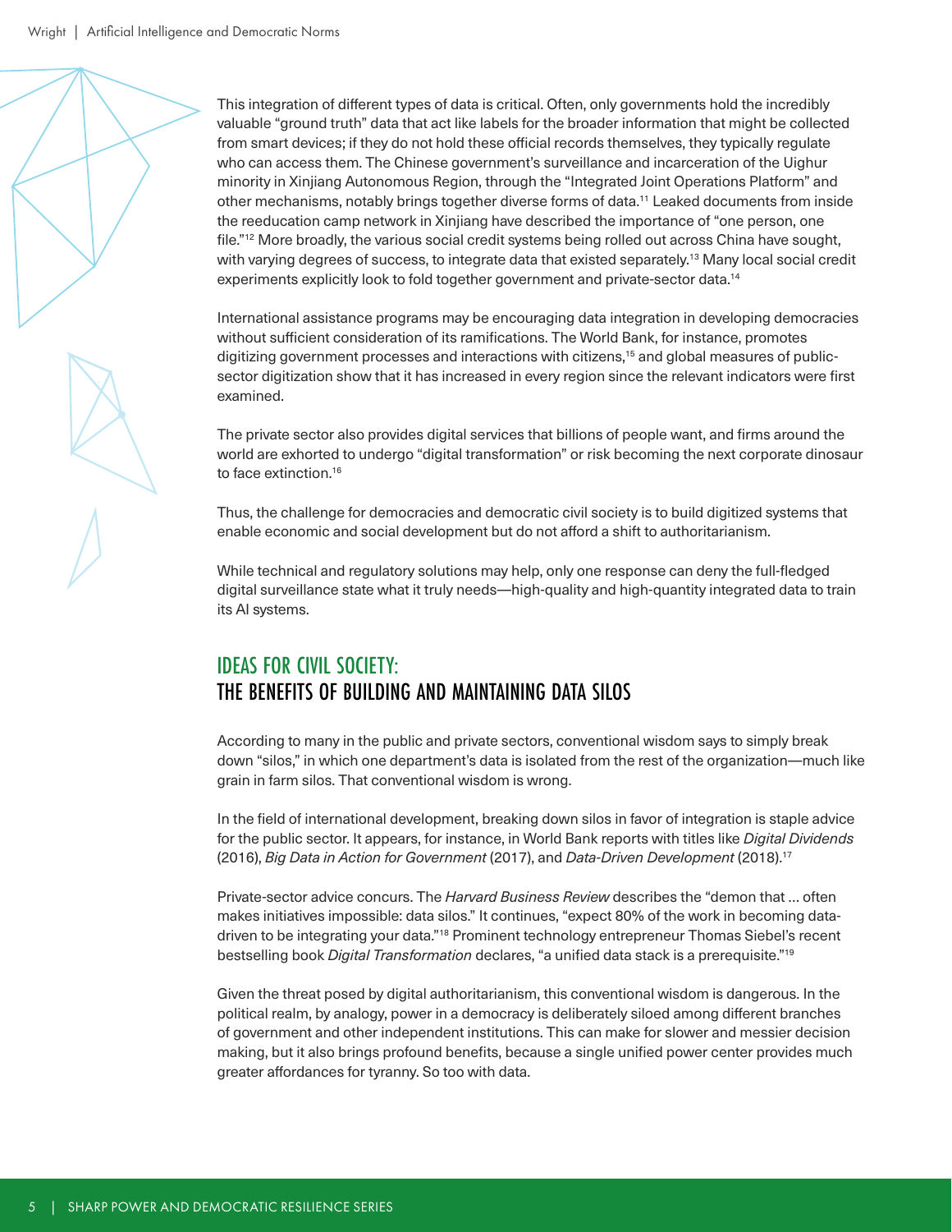This integration of different types of data is critical. Often, only governments hold the incredibly valuable "ground truth" data that act like labels for the broader information that might be collected from smart devices; if they do not hold these official records themselves, they typically regulate who can access them. The Chinese government's surveillance and incarceration of the Uighur minority in Xinjiang Autonomous Region, through the "Integrated Joint Operations Platform" and other mechanisms, notably brings together diverse forms of data.[11] Leaked documents from inside the reeducation camp network in Xinjiang have described the importance of "one person, one file."[12] More broadly, the various social credit systems being rolled out across China have sought, with varying degrees of success, to integrate data that existed separately.[13] Many local social credit experiments explicitly look to fold together government and private-sector data.[14]

International assistance programs may be encouraging data integration in developing democracies without sufficient consideration of its ramifications. The World Bank, for instance, promotes digitizing government processes and interactions with citizens,[15] and global measures of public-sector digitization show that it has increased in every region since the relevant indicators were first examined.

The private sector also provides digital services that billions of people want, and firms around the world are exhorted to undergo "digital transformation" or risk becoming the next corporate dinosaur to face extinction.[16]

Thus, the challenge for democracies and democratic civil society is to build digitized systems that enable economic and social development but do not afford a shift to authoritarianism.

While technical and regulatory solutions may help, only one response can deny the full-fledged digital surveillance state what it truly needs—high-quality and high-quantity integrated data to train its AI systems.

## IDEAS FOR CIVIL SOCIETY: THE BENEFITS OF BUILDING AND MAINTAINING DATA SILOS

According to many in the public and private sectors, conventional wisdom says to simply break down "silos," in which one department's data is isolated from the rest of the organization—much like grain in farm silos. That conventional wisdom is wrong.

In the field of international development, breaking down silos in favor of integration is staple advice for the public sector. It appears, for instance, in World Bank reports with titles like *Digital Dividends* (2016), *Big Data in Action for Government* (2017), and *Data-Driven Development* (2018).[17]

Private-sector advice concurs. The *Harvard Business Review* describes the "demon that … often makes initiatives impossible: data silos." It continues, "expect 80% of the work in becoming data-driven to be integrating your data."[18] Prominent technology entrepreneur Thomas Siebel's recent bestselling book *Digital Transformation* declares, "a unified data stack is a prerequisite."[19]

Given the threat posed by digital authoritarianism, this conventional wisdom is dangerous. In the political realm, by analogy, power in a democracy is deliberately siloed among different branches of government and other independent institutions. This can make for slower and messier decision making, but it also brings profound benefits, because a single unified power center provides much greater affordances for tyranny. So too with data.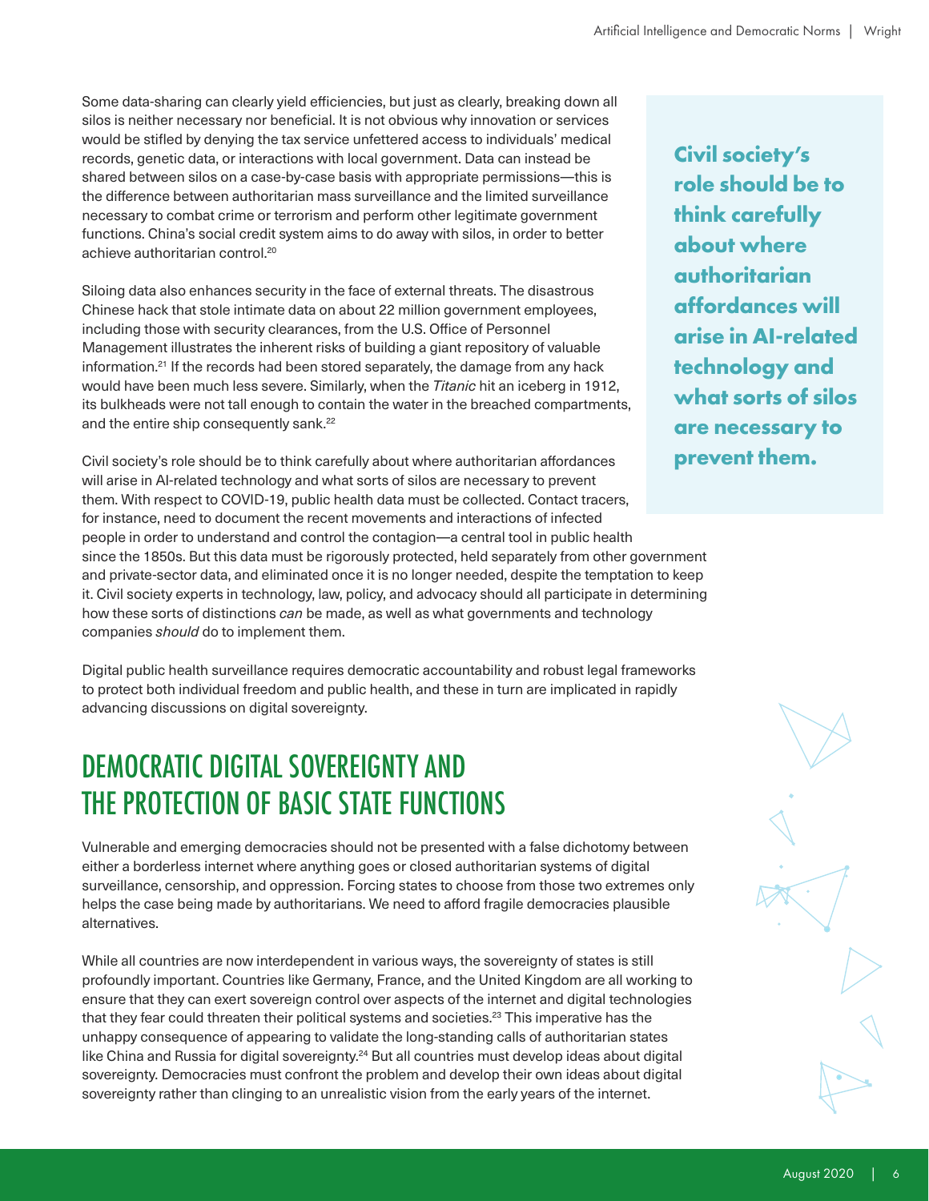Some data-sharing can clearly yield efficiencies, but just as clearly, breaking down all silos is neither necessary nor beneficial. It is not obvious why innovation or services would be stifled by denying the tax service unfettered access to individuals' medical records, genetic data, or interactions with local government. Data can instead be shared between silos on a case-by-case basis with appropriate permissions—this is the difference between authoritarian mass surveillance and the limited surveillance necessary to combat crime or terrorism and perform other legitimate government functions. China's social credit system aims to do away with silos, in order to better achieve authoritarian control.[20]

Siloing data also enhances security in the face of external threats. The disastrous Chinese hack that stole intimate data on about 22 million government employees, including those with security clearances, from the U.S. Office of Personnel Management illustrates the inherent risks of building a giant repository of valuable information.[21] If the records had been stored separately, the damage from any hack would have been much less severe. Similarly, when the *Titanic* hit an iceberg in 1912, its bulkheads were not tall enough to contain the water in the breached compartments, and the entire ship consequently sank.[22]

**Civil society's role should be to think carefully about where authoritarian affordances will arise in AI-related technology and what sorts of silos are necessary to prevent them.**

Civil society's role should be to think carefully about where authoritarian affordances will arise in AI-related technology and what sorts of silos are necessary to prevent them. With respect to COVID-19, public health data must be collected. Contact tracers, for instance, need to document the recent movements and interactions of infected people in order to understand and control the contagion—a central tool in public health since the 1850s. But this data must be rigorously protected, held separately from other government and private-sector data, and eliminated once it is no longer needed, despite the temptation to keep it. Civil society experts in technology, law, policy, and advocacy should all participate in determining how these sorts of distinctions *can* be made, as well as what governments and technology companies *should* do to implement them.

Digital public health surveillance requires democratic accountability and robust legal frameworks to protect both individual freedom and public health, and these in turn are implicated in rapidly advancing discussions on digital sovereignty.

## DEMOCRATIC DIGITAL SOVEREIGNTY AND THE PROTECTION OF BASIC STATE FUNCTIONS

Vulnerable and emerging democracies should not be presented with a false dichotomy between either a borderless internet where anything goes or closed authoritarian systems of digital surveillance, censorship, and oppression. Forcing states to choose from those two extremes only helps the case being made by authoritarians. We need to afford fragile democracies plausible alternatives.

While all countries are now interdependent in various ways, the sovereignty of states is still profoundly important. Countries like Germany, France, and the United Kingdom are all working to ensure that they can exert sovereign control over aspects of the internet and digital technologies that they fear could threaten their political systems and societies.[23] This imperative has the unhappy consequence of appearing to validate the long-standing calls of authoritarian states like China and Russia for digital sovereignty.[24] But all countries must develop ideas about digital sovereignty. Democracies must confront the problem and develop their own ideas about digital sovereignty rather than clinging to an unrealistic vision from the early years of the internet.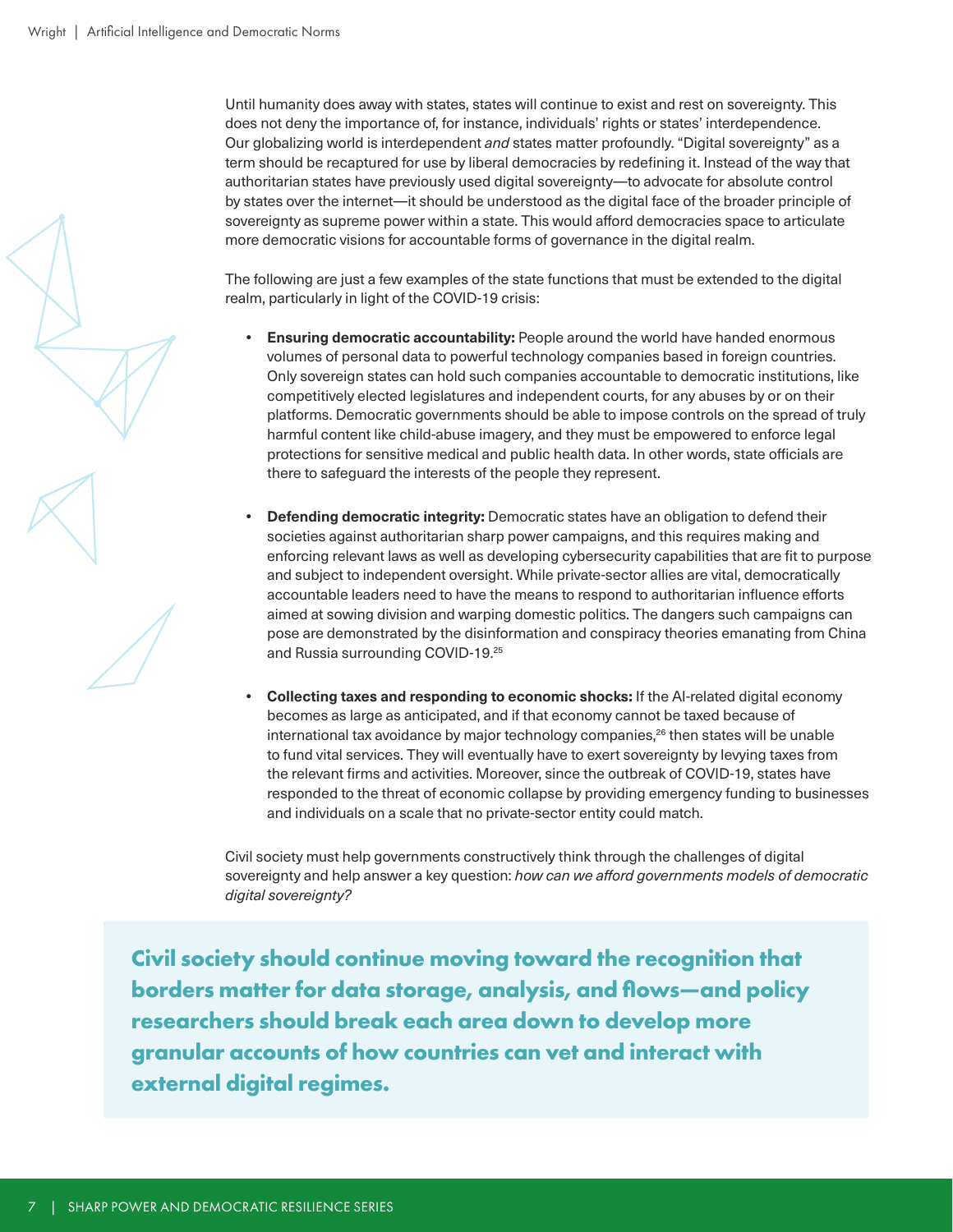Until humanity does away with states, states will continue to exist and rest on sovereignty. This does not deny the importance of, for instance, individuals' rights or states' interdependence. Our globalizing world is interdependent *and* states matter profoundly. "Digital sovereignty" as a term should be recaptured for use by liberal democracies by redefining it. Instead of the way that authoritarian states have previously used digital sovereignty—to advocate for absolute control by states over the internet—it should be understood as the digital face of the broader principle of sovereignty as supreme power within a state. This would afford democracies space to articulate more democratic visions for accountable forms of governance in the digital realm.

The following are just a few examples of the state functions that must be extended to the digital realm, particularly in light of the COVID-19 crisis:

- **Ensuring democratic accountability:** People around the world have handed enormous volumes of personal data to powerful technology companies based in foreign countries. Only sovereign states can hold such companies accountable to democratic institutions, like competitively elected legislatures and independent courts, for any abuses by or on their platforms. Democratic governments should be able to impose controls on the spread of truly harmful content like child-abuse imagery, and they must be empowered to enforce legal protections for sensitive medical and public health data. In other words, state officials are there to safeguard the interests of the people they represent.

- **Defending democratic integrity:** Democratic states have an obligation to defend their societies against authoritarian sharp power campaigns, and this requires making and enforcing relevant laws as well as developing cybersecurity capabilities that are fit to purpose and subject to independent oversight. While private-sector allies are vital, democratically accountable leaders need to have the means to respond to authoritarian influence efforts aimed at sowing division and warping domestic politics. The dangers such campaigns can pose are demonstrated by the disinformation and conspiracy theories emanating from China and Russia surrounding COVID-19.[25]

- **Collecting taxes and responding to economic shocks:** If the AI-related digital economy becomes as large as anticipated, and if that economy cannot be taxed because of international tax avoidance by major technology companies,[26] then states will be unable to fund vital services. They will eventually have to exert sovereignty by levying taxes from the relevant firms and activities. Moreover, since the outbreak of COVID-19, states have responded to the threat of economic collapse by providing emergency funding to businesses and individuals on a scale that no private-sector entity could match.

Civil society must help governments constructively think through the challenges of digital sovereignty and help answer a key question: *how can we afford governments models of democratic digital sovereignty?*

> **Civil society should continue moving toward the recognition that borders matter for data storage, analysis, and flows—and policy researchers should break each area down to develop more granular accounts of how countries can vet and interact with external digital regimes.**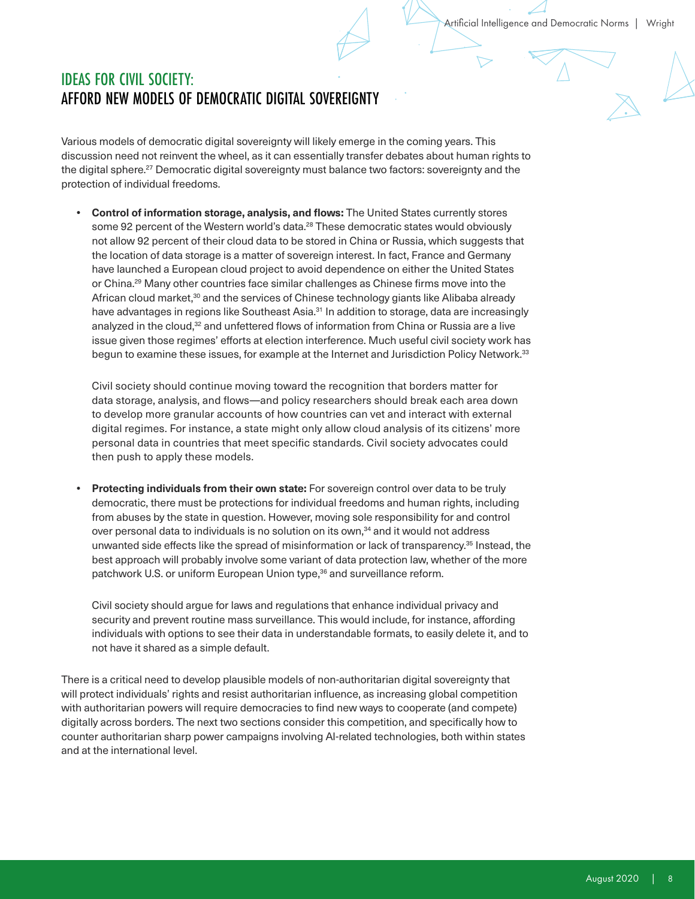## IDEAS FOR CIVIL SOCIETY: AFFORD NEW MODELS OF DEMOCRATIC DIGITAL SOVEREIGNTY

Various models of democratic digital sovereignty will likely emerge in the coming years. This discussion need not reinvent the wheel, as it can essentially transfer debates about human rights to the digital sphere.[27] Democratic digital sovereignty must balance two factors: sovereignty and the protection of individual freedoms.

- **Control of information storage, analysis, and flows:** The United States currently stores some 92 percent of the Western world's data.[28] These democratic states would obviously not allow 92 percent of their cloud data to be stored in China or Russia, which suggests that the location of data storage is a matter of sovereign interest. In fact, France and Germany have launched a European cloud project to avoid dependence on either the United States or China.[29] Many other countries face similar challenges as Chinese firms move into the African cloud market,[30] and the services of Chinese technology giants like Alibaba already have advantages in regions like Southeast Asia.[31] In addition to storage, data are increasingly analyzed in the cloud,[32] and unfettered flows of information from China or Russia are a live issue given those regimes' efforts at election interference. Much useful civil society work has begun to examine these issues, for example at the Internet and Jurisdiction Policy Network.[33]

  Civil society should continue moving toward the recognition that borders matter for data storage, analysis, and flows—and policy researchers should break each area down to develop more granular accounts of how countries can vet and interact with external digital regimes. For instance, a state might only allow cloud analysis of its citizens' more personal data in countries that meet specific standards. Civil society advocates could then push to apply these models.

- **Protecting individuals from their own state:** For sovereign control over data to be truly democratic, there must be protections for individual freedoms and human rights, including from abuses by the state in question. However, moving sole responsibility for and control over personal data to individuals is no solution on its own,[34] and it would not address unwanted side effects like the spread of misinformation or lack of transparency.[35] Instead, the best approach will probably involve some variant of data protection law, whether of the more patchwork U.S. or uniform European Union type,[36] and surveillance reform.

  Civil society should argue for laws and regulations that enhance individual privacy and security and prevent routine mass surveillance. This would include, for instance, affording individuals with options to see their data in understandable formats, to easily delete it, and to not have it shared as a simple default.

There is a critical need to develop plausible models of non-authoritarian digital sovereignty that will protect individuals' rights and resist authoritarian influence, as increasing global competition with authoritarian powers will require democracies to find new ways to cooperate (and compete) digitally across borders. The next two sections consider this competition, and specifically how to counter authoritarian sharp power campaigns involving AI-related technologies, both within states and at the international level.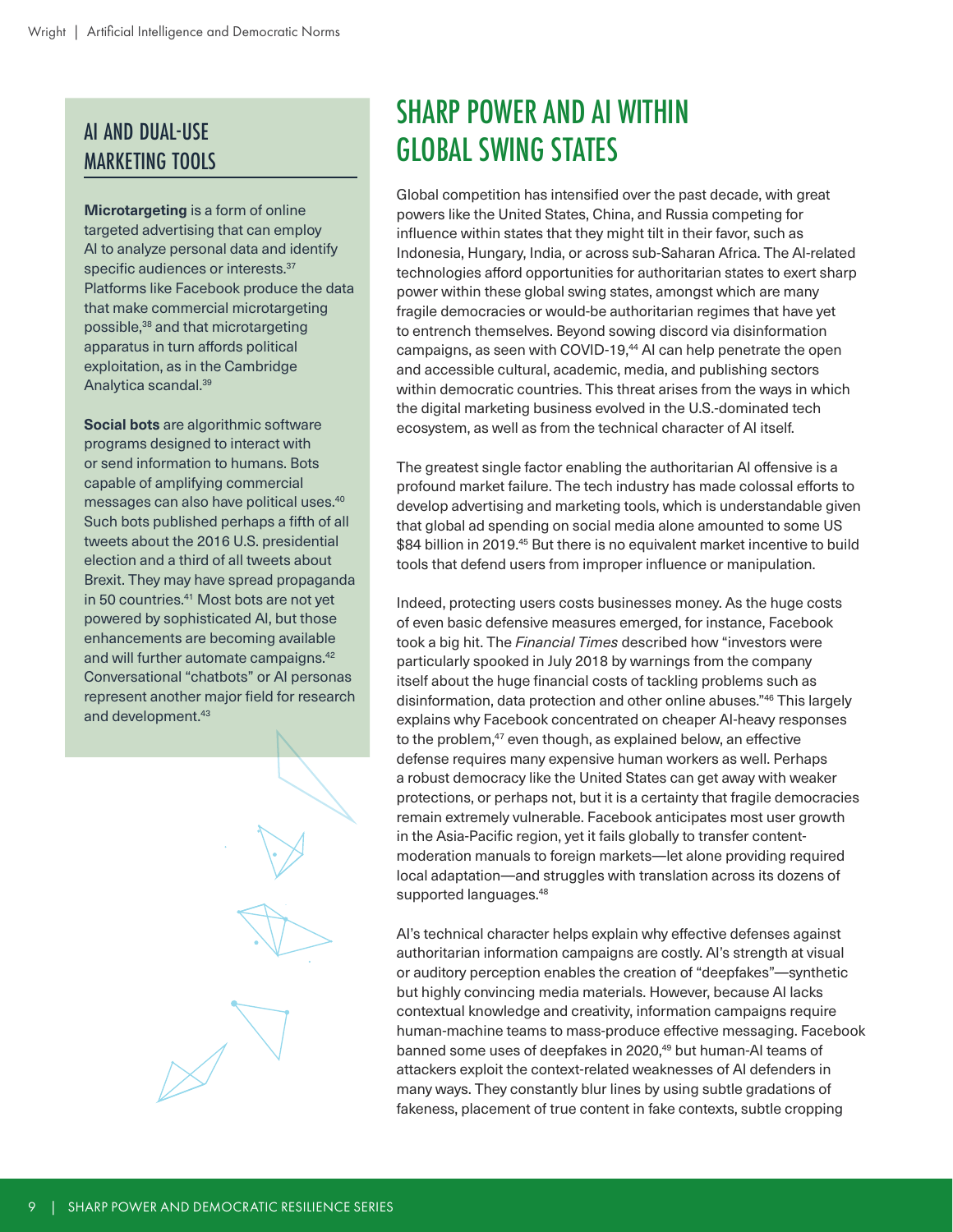## AI AND DUAL-USE MARKETING TOOLS

**Microtargeting** is a form of online targeted advertising that can employ AI to analyze personal data and identify specific audiences or interests.[37] Platforms like Facebook produce the data that make commercial microtargeting possible,[38] and that microtargeting apparatus in turn affords political exploitation, as in the Cambridge Analytica scandal.[39]

**Social bots** are algorithmic software programs designed to interact with or send information to humans. Bots capable of amplifying commercial messages can also have political uses.[40] Such bots published perhaps a fifth of all tweets about the 2016 U.S. presidential election and a third of all tweets about Brexit. They may have spread propaganda in 50 countries.[41] Most bots are not yet powered by sophisticated AI, but those enhancements are becoming available and will further automate campaigns.[42] Conversational "chatbots" or AI personas represent another major field for research and development.[43]

# SHARP POWER AND AI WITHIN GLOBAL SWING STATES

Global competition has intensified over the past decade, with great powers like the United States, China, and Russia competing for influence within states that they might tilt in their favor, such as Indonesia, Hungary, India, or across sub-Saharan Africa. The AI-related technologies afford opportunities for authoritarian states to exert sharp power within these global swing states, amongst which are many fragile democracies or would-be authoritarian regimes that have yet to entrench themselves. Beyond sowing discord via disinformation campaigns, as seen with COVID-19,[44] AI can help penetrate the open and accessible cultural, academic, media, and publishing sectors within democratic countries. This threat arises from the ways in which the digital marketing business evolved in the U.S.-dominated tech ecosystem, as well as from the technical character of AI itself.

The greatest single factor enabling the authoritarian AI offensive is a profound market failure. The tech industry has made colossal efforts to develop advertising and marketing tools, which is understandable given that global ad spending on social media alone amounted to some US $84 billion in 2019.[45] But there is no equivalent market incentive to build tools that defend users from improper influence or manipulation.

Indeed, protecting users costs businesses money. As the huge costs of even basic defensive measures emerged, for instance, Facebook took a big hit. The *Financial Times* described how "investors were particularly spooked in July 2018 by warnings from the company itself about the huge financial costs of tackling problems such as disinformation, data protection and other online abuses."[46] This largely explains why Facebook concentrated on cheaper AI-heavy responses to the problem,[47] even though, as explained below, an effective defense requires many expensive human workers as well. Perhaps a robust democracy like the United States can get away with weaker protections, or perhaps not, but it is a certainty that fragile democracies remain extremely vulnerable. Facebook anticipates most user growth in the Asia-Pacific region, yet it fails globally to transfer content-moderation manuals to foreign markets—let alone providing required local adaptation—and struggles with translation across its dozens of supported languages.[48]

AI's technical character helps explain why effective defenses against authoritarian information campaigns are costly. AI's strength at visual or auditory perception enables the creation of "deepfakes"—synthetic but highly convincing media materials. However, because AI lacks contextual knowledge and creativity, information campaigns require human-machine teams to mass-produce effective messaging. Facebook banned some uses of deepfakes in 2020,[49] but human-AI teams of attackers exploit the context-related weaknesses of AI defenders in many ways. They constantly blur lines by using subtle gradations of fakeness, placement of true content in fake contexts, subtle cropping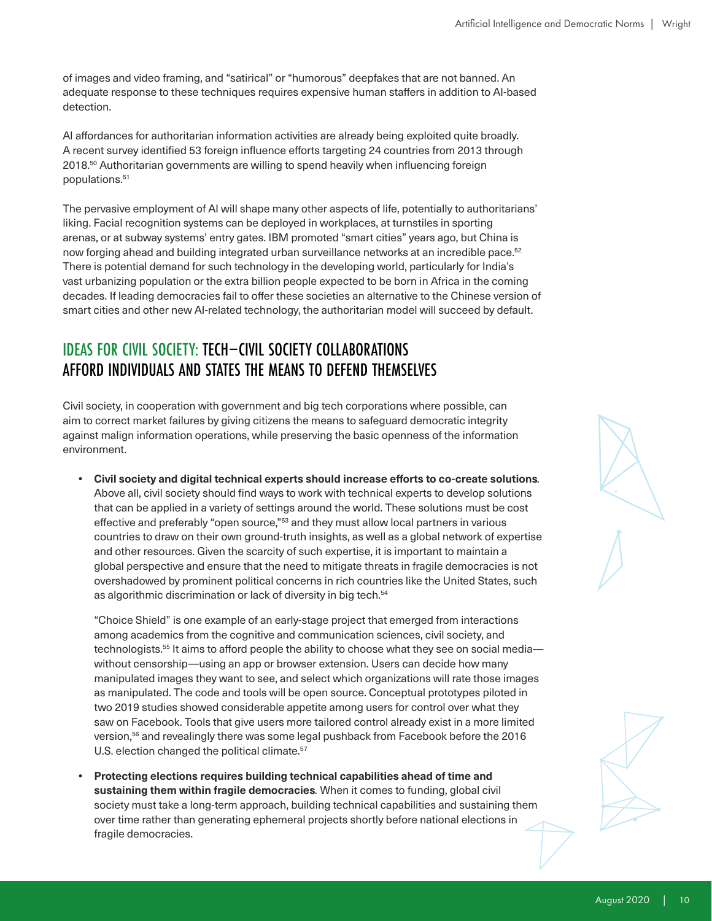of images and video framing, and "satirical" or "humorous" deepfakes that are not banned. An adequate response to these techniques requires expensive human staffers in addition to AI-based detection.

AI affordances for authoritarian information activities are already being exploited quite broadly. A recent survey identified 53 foreign influence efforts targeting 24 countries from 2013 through 2018.[50] Authoritarian governments are willing to spend heavily when influencing foreign populations.[51]

The pervasive employment of AI will shape many other aspects of life, potentially to authoritarians' liking. Facial recognition systems can be deployed in workplaces, at turnstiles in sporting arenas, or at subway systems' entry gates. IBM promoted "smart cities" years ago, but China is now forging ahead and building integrated urban surveillance networks at an incredible pace.[52] There is potential demand for such technology in the developing world, particularly for India's vast urbanizing population or the extra billion people expected to be born in Africa in the coming decades. If leading democracies fail to offer these societies an alternative to the Chinese version of smart cities and other new AI-related technology, the authoritarian model will succeed by default.

## IDEAS FOR CIVIL SOCIETY: TECH–CIVIL SOCIETY COLLABORATIONS AFFORD INDIVIDUALS AND STATES THE MEANS TO DEFEND THEMSELVES

Civil society, in cooperation with government and big tech corporations where possible, can aim to correct market failures by giving citizens the means to safeguard democratic integrity against malign information operations, while preserving the basic openness of the information environment.

- **Civil society and digital technical experts should increase efforts to co-create solutions**. Above all, civil society should find ways to work with technical experts to develop solutions that can be applied in a variety of settings around the world. These solutions must be cost effective and preferably "open source,"[53] and they must allow local partners in various countries to draw on their own ground-truth insights, as well as a global network of expertise and other resources. Given the scarcity of such expertise, it is important to maintain a global perspective and ensure that the need to mitigate threats in fragile democracies is not overshadowed by prominent political concerns in rich countries like the United States, such as algorithmic discrimination or lack of diversity in big tech.[54]

  "Choice Shield" is one example of an early-stage project that emerged from interactions among academics from the cognitive and communication sciences, civil society, and technologists.[55] It aims to afford people the ability to choose what they see on social media—without censorship—using an app or browser extension. Users can decide how many manipulated images they want to see, and select which organizations will rate those images as manipulated. The code and tools will be open source. Conceptual prototypes piloted in two 2019 studies showed considerable appetite among users for control over what they saw on Facebook. Tools that give users more tailored control already exist in a more limited version,[56] and revealingly there was some legal pushback from Facebook before the 2016 U.S. election changed the political climate.[57]

- **Protecting elections requires building technical capabilities ahead of time and sustaining them within fragile democracies**. When it comes to funding, global civil society must take a long-term approach, building technical capabilities and sustaining them over time rather than generating ephemeral projects shortly before national elections in fragile democracies.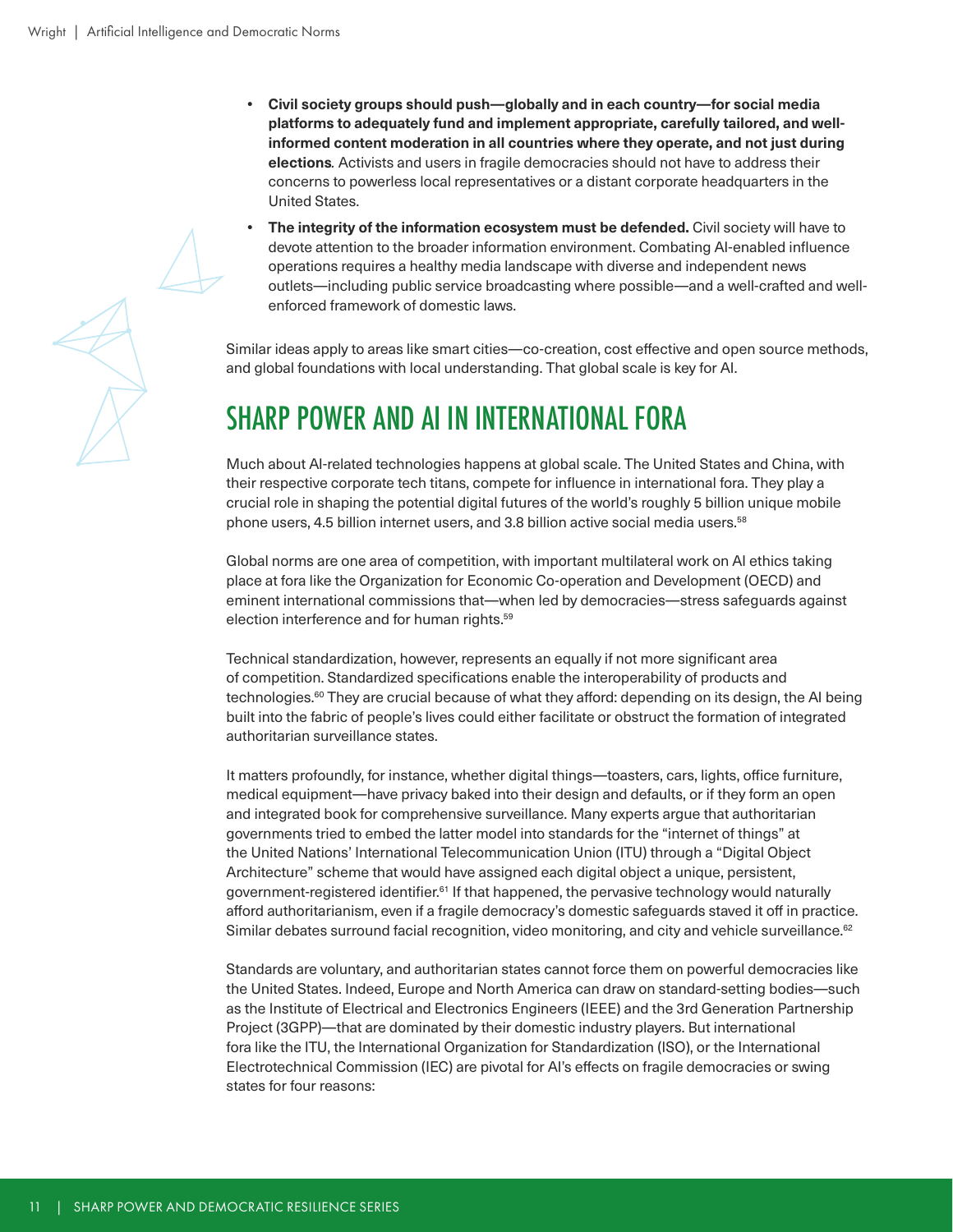- **Civil society groups should push—globally and in each country—for social media platforms to adequately fund and implement appropriate, carefully tailored, and well-informed content moderation in all countries where they operate, and not just during elections***.* Activists and users in fragile democracies should not have to address their concerns to powerless local representatives or a distant corporate headquarters in the United States.
- **The integrity of the information ecosystem must be defended.** Civil society will have to devote attention to the broader information environment. Combating AI-enabled influence operations requires a healthy media landscape with diverse and independent news outlets—including public service broadcasting where possible—and a well-crafted and well-enforced framework of domestic laws.

Similar ideas apply to areas like smart cities—co-creation, cost effective and open source methods, and global foundations with local understanding. That global scale is key for AI.

## SHARP POWER AND AI IN INTERNATIONAL FORA

Much about AI-related technologies happens at global scale. The United States and China, with their respective corporate tech titans, compete for influence in international fora. They play a crucial role in shaping the potential digital futures of the world's roughly 5 billion unique mobile phone users, 4.5 billion internet users, and 3.8 billion active social media users.[58]

Global norms are one area of competition, with important multilateral work on AI ethics taking place at fora like the Organization for Economic Co-operation and Development (OECD) and eminent international commissions that—when led by democracies—stress safeguards against election interference and for human rights.[59]

Technical standardization, however, represents an equally if not more significant area of competition. Standardized specifications enable the interoperability of products and technologies.[60] They are crucial because of what they afford: depending on its design, the AI being built into the fabric of people's lives could either facilitate or obstruct the formation of integrated authoritarian surveillance states.

It matters profoundly, for instance, whether digital things—toasters, cars, lights, office furniture, medical equipment—have privacy baked into their design and defaults, or if they form an open and integrated book for comprehensive surveillance. Many experts argue that authoritarian governments tried to embed the latter model into standards for the "internet of things" at the United Nations' International Telecommunication Union (ITU) through a "Digital Object Architecture" scheme that would have assigned each digital object a unique, persistent, government-registered identifier.[61] If that happened, the pervasive technology would naturally afford authoritarianism, even if a fragile democracy's domestic safeguards staved it off in practice. Similar debates surround facial recognition, video monitoring, and city and vehicle surveillance.[62]

Standards are voluntary, and authoritarian states cannot force them on powerful democracies like the United States. Indeed, Europe and North America can draw on standard-setting bodies—such as the Institute of Electrical and Electronics Engineers (IEEE) and the 3rd Generation Partnership Project (3GPP)—that are dominated by their domestic industry players. But international fora like the ITU, the International Organization for Standardization (ISO), or the International Electrotechnical Commission (IEC) are pivotal for AI's effects on fragile democracies or swing states for four reasons: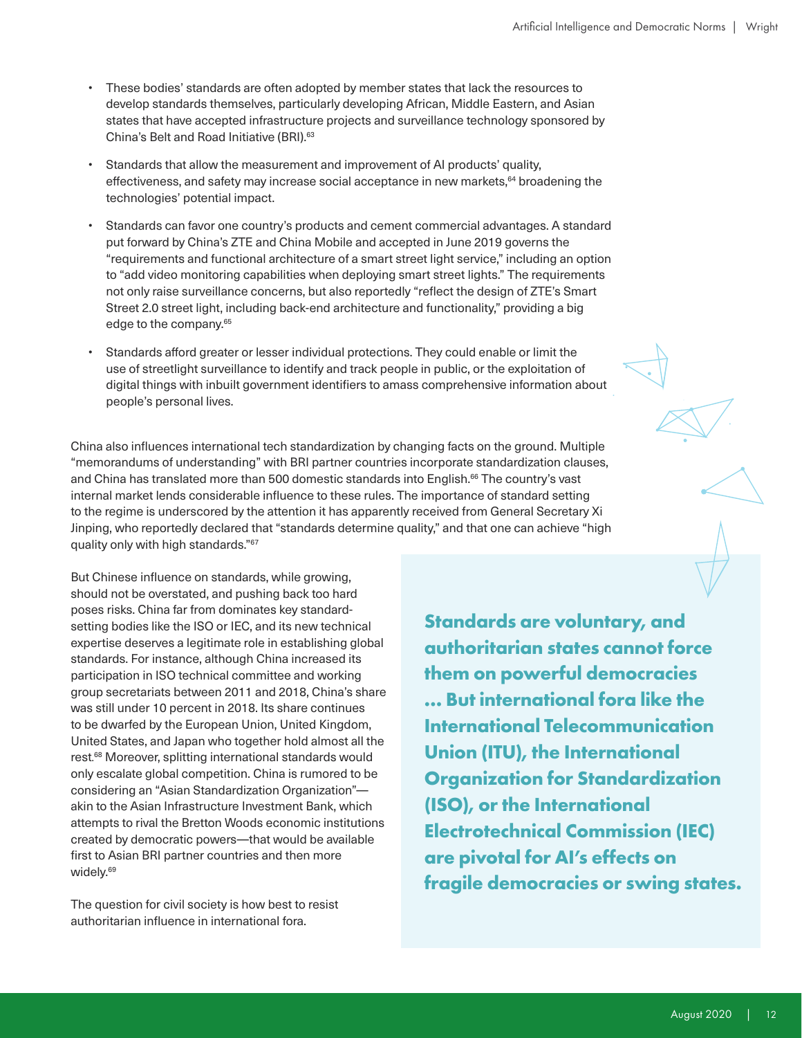- These bodies' standards are often adopted by member states that lack the resources to develop standards themselves, particularly developing African, Middle Eastern, and Asian states that have accepted infrastructure projects and surveillance technology sponsored by China's Belt and Road Initiative (BRI).[63]

- Standards that allow the measurement and improvement of AI products' quality, effectiveness, and safety may increase social acceptance in new markets,[64] broadening the technologies' potential impact.

- Standards can favor one country's products and cement commercial advantages. A standard put forward by China's ZTE and China Mobile and accepted in June 2019 governs the "requirements and functional architecture of a smart street light service," including an option to "add video monitoring capabilities when deploying smart street lights." The requirements not only raise surveillance concerns, but also reportedly "reflect the design of ZTE's Smart Street 2.0 street light, including back-end architecture and functionality," providing a big edge to the company.[65]

- Standards afford greater or lesser individual protections. They could enable or limit the use of streetlight surveillance to identify and track people in public, or the exploitation of digital things with inbuilt government identifiers to amass comprehensive information about people's personal lives.

China also influences international tech standardization by changing facts on the ground. Multiple "memorandums of understanding" with BRI partner countries incorporate standardization clauses, and China has translated more than 500 domestic standards into English.[66] The country's vast internal market lends considerable influence to these rules. The importance of standard setting to the regime is underscored by the attention it has apparently received from General Secretary Xi Jinping, who reportedly declared that "standards determine quality," and that one can achieve "high quality only with high standards."[67]

But Chinese influence on standards, while growing, should not be overstated, and pushing back too hard poses risks. China far from dominates key standard-setting bodies like the ISO or IEC, and its new technical expertise deserves a legitimate role in establishing global standards. For instance, although China increased its participation in ISO technical committee and working group secretariats between 2011 and 2018, China's share was still under 10 percent in 2018. Its share continues to be dwarfed by the European Union, United Kingdom, United States, and Japan who together hold almost all the rest.[68] Moreover, splitting international standards would only escalate global competition. China is rumored to be considering an "Asian Standardization Organization"—akin to the Asian Infrastructure Investment Bank, which attempts to rival the Bretton Woods economic institutions created by democratic powers—that would be available first to Asian BRI partner countries and then more widely.[69]

> **Standards are voluntary, and authoritarian states cannot force them on powerful democracies ... But international fora like the International Telecommunication Union (ITU), the International Organization for Standardization (ISO), or the International Electrotechnical Commission (IEC) are pivotal for AI's effects on fragile democracies or swing states.**

The question for civil society is how best to resist authoritarian influence in international fora.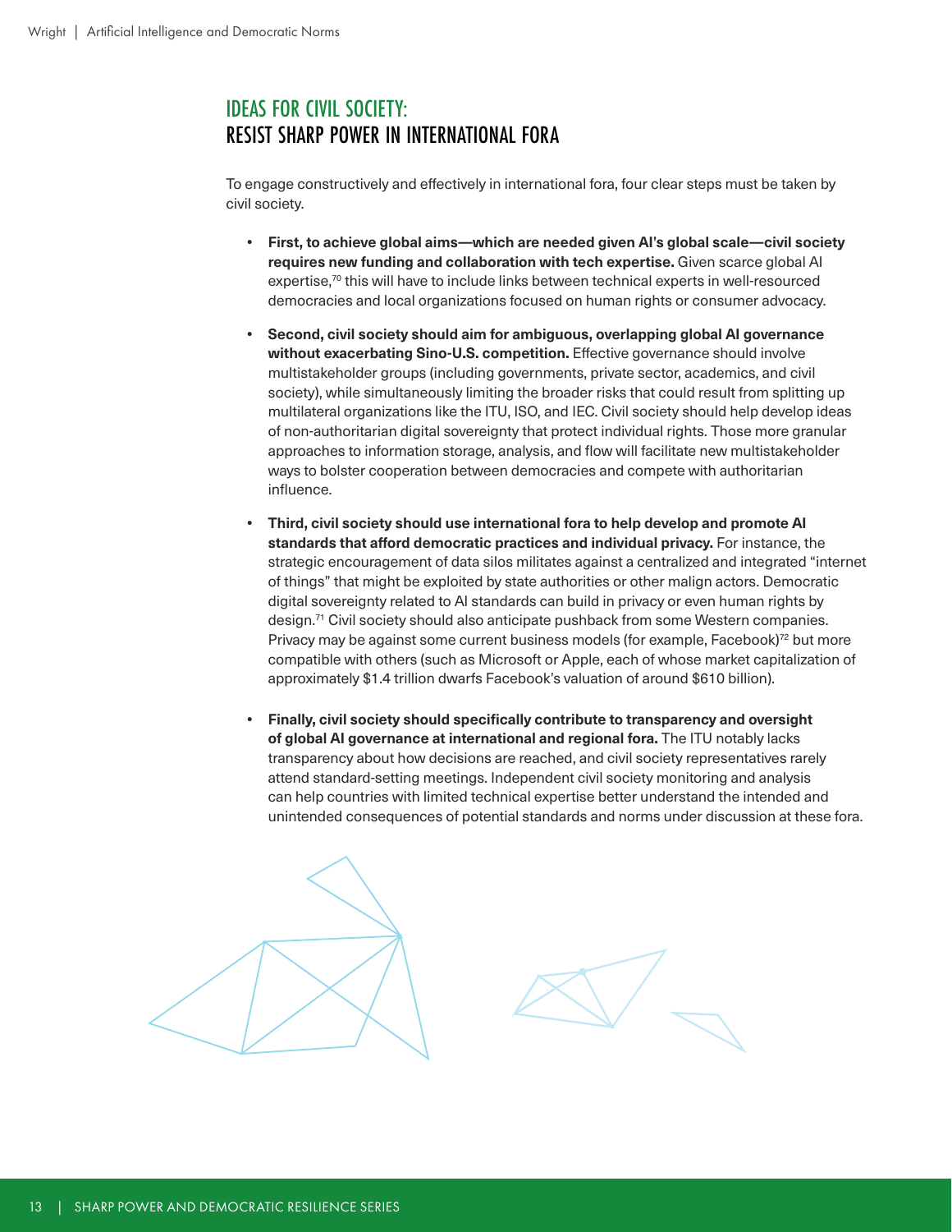## IDEAS FOR CIVIL SOCIETY: RESIST SHARP POWER IN INTERNATIONAL FORA

To engage constructively and effectively in international fora, four clear steps must be taken by civil society.

- **First, to achieve global aims—which are needed given AI's global scale—civil society requires new funding and collaboration with tech expertise.** Given scarce global AI expertise,[70] this will have to include links between technical experts in well-resourced democracies and local organizations focused on human rights or consumer advocacy.

- **Second, civil society should aim for ambiguous, overlapping global AI governance without exacerbating Sino-U.S. competition.** Effective governance should involve multistakeholder groups (including governments, private sector, academics, and civil society), while simultaneously limiting the broader risks that could result from splitting up multilateral organizations like the ITU, ISO, and IEC. Civil society should help develop ideas of non-authoritarian digital sovereignty that protect individual rights. Those more granular approaches to information storage, analysis, and flow will facilitate new multistakeholder ways to bolster cooperation between democracies and compete with authoritarian influence.

- **Third, civil society should use international fora to help develop and promote AI standards that afford democratic practices and individual privacy.** For instance, the strategic encouragement of data silos militates against a centralized and integrated "internet of things" that might be exploited by state authorities or other malign actors. Democratic digital sovereignty related to AI standards can build in privacy or even human rights by design.[71] Civil society should also anticipate pushback from some Western companies. Privacy may be against some current business models (for example, Facebook)[72] but more compatible with others (such as Microsoft or Apple, each of whose market capitalization of approximately $1.4 trillion dwarfs Facebook's valuation of around $610 billion).

- **Finally, civil society should specifically contribute to transparency and oversight of global AI governance at international and regional fora.** The ITU notably lacks transparency about how decisions are reached, and civil society representatives rarely attend standard-setting meetings. Independent civil society monitoring and analysis can help countries with limited technical expertise better understand the intended and unintended consequences of potential standards and norms under discussion at these fora.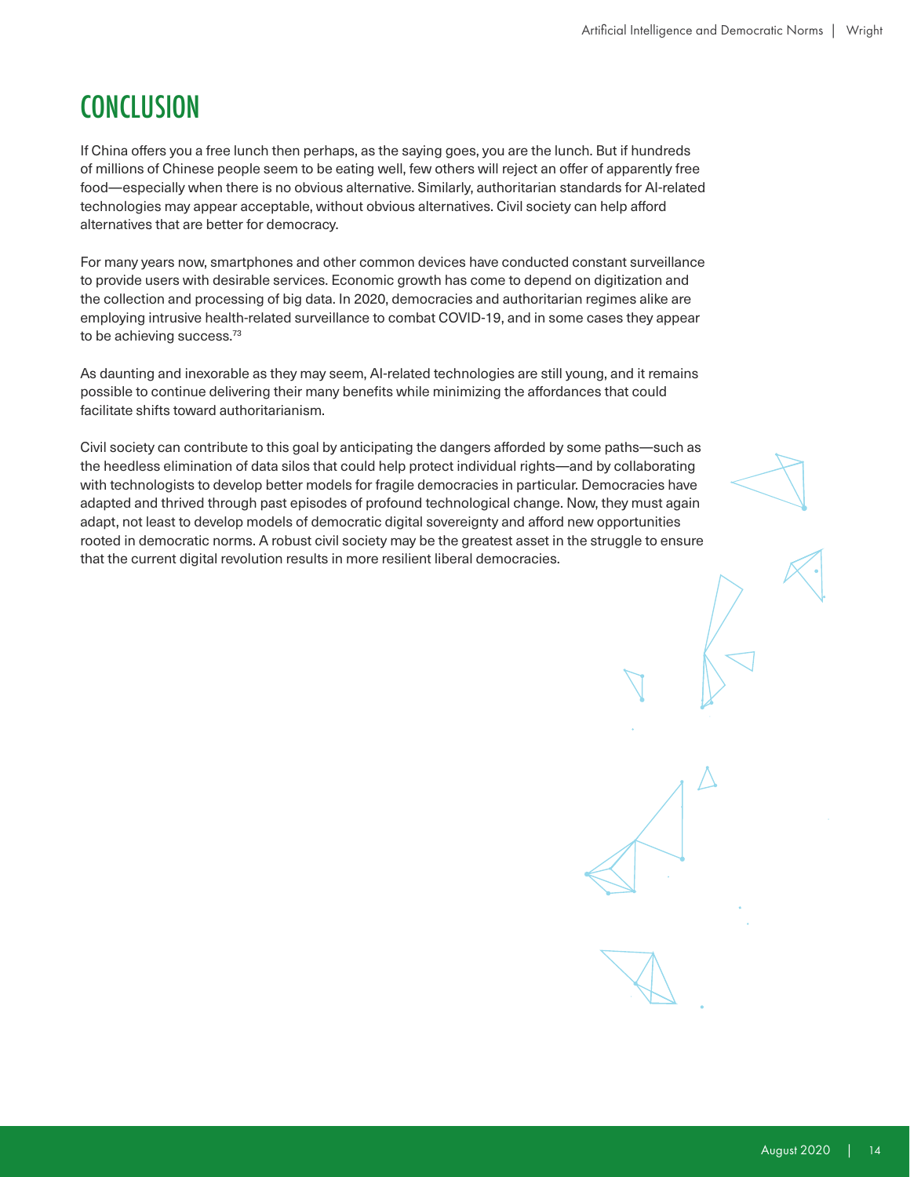# CONCLUSION

If China offers you a free lunch then perhaps, as the saying goes, you are the lunch. But if hundreds of millions of Chinese people seem to be eating well, few others will reject an offer of apparently free food—especially when there is no obvious alternative. Similarly, authoritarian standards for AI-related technologies may appear acceptable, without obvious alternatives. Civil society can help afford alternatives that are better for democracy.

For many years now, smartphones and other common devices have conducted constant surveillance to provide users with desirable services. Economic growth has come to depend on digitization and the collection and processing of big data. In 2020, democracies and authoritarian regimes alike are employing intrusive health-related surveillance to combat COVID-19, and in some cases they appear to be achieving success.[73]

As daunting and inexorable as they may seem, AI-related technologies are still young, and it remains possible to continue delivering their many benefits while minimizing the affordances that could facilitate shifts toward authoritarianism.

Civil society can contribute to this goal by anticipating the dangers afforded by some paths—such as the heedless elimination of data silos that could help protect individual rights—and by collaborating with technologists to develop better models for fragile democracies in particular. Democracies have adapted and thrived through past episodes of profound technological change. Now, they must again adapt, not least to develop models of democratic digital sovereignty and afford new opportunities rooted in democratic norms. A robust civil society may be the greatest asset in the struggle to ensure that the current digital revolution results in more resilient liberal democracies.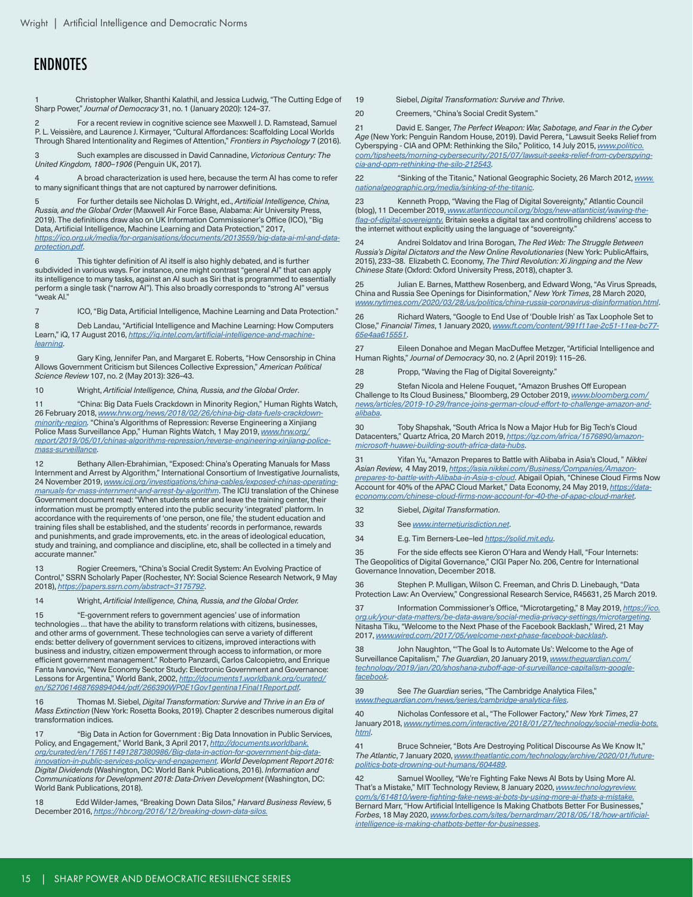# ENDNOTES

1 Christopher Walker, Shanthi Kalathil, and Jessica Ludwig, "The Cutting Edge of Sharp Power," *Journal of Democracy* 31, no. 1 (January 2020): 124–37.

2 For a recent review in cognitive science see Maxwell J. D. Ramstead, Samuel P. L. Veissière, and Laurence J. Kirmayer, "Cultural Affordances: Scaffolding Local Worlds Through Shared Intentionality and Regimes of Attention," *Frontiers in Psychology* 7 (2016).

3 Such examples are discussed in David Cannadine, *Victorious Century: The United Kingdom, 1800–1906* (Penguin UK, 2017).

4 A broad characterization is used here, because the term AI has come to refer to many significant things that are not captured by narrower definitions.

5 For further details see Nicholas D. Wright, ed., *Artificial Intelligence, China, Russia, and the Global Order* (Maxwell Air Force Base, Alabama: Air University Press, 2019). The definitions draw also on UK Information Commissioner's Office (ICO), "Big Data, Artificial Intelligence, Machine Learning and Data Protection," 2017, https://ico.org.uk/media/for-organisations/documents/2013559/big-data-ai-ml-and-data-protection.pdf.

6 This tighter definition of AI itself is also highly debated, and is further subdivided in various ways. For instance, one might contrast "general AI" that can apply its intelligence to many tasks, against an AI such as Siri that is programmed to essentially perform a single task ("narrow AI"). This also broadly corresponds to "strong AI" versus "weak AI."

7 ICO, "Big Data, Artificial Intelligence, Machine Learning and Data Protection."

8 Deb Landau, "Artificial Intelligence and Machine Learning: How Computers Learn," iQ, 17 August 2016, https://iq.intel.com/artificial-intelligence-and-machine-learning.

9 Gary King, Jennifer Pan, and Margaret E. Roberts, "How Censorship in China Allows Government Criticism but Silences Collective Expression," *American Political Science Review* 107, no. 2 (May 2013): 326–43.

10 Wright, *Artificial Intelligence, China, Russia, and the Global Order*.

11 "China: Big Data Fuels Crackdown in Minority Region," Human Rights Watch, 26 February 2018, www.hrw.org/news/2018/02/26/china-big-data-fuels-crackdown-minority-region. "China's Algorithms of Repression: Reverse Engineering a Xinjiang Police Mass Surveillance App," Human Rights Watch, 1 May 2019, www.hrw.org/report/2019/05/01/chinas-algorithms-repression/reverse-engineering-xinjiang-police-mass-surveillance.

12 Bethany Allen-Ebrahimian, "Exposed: China's Operating Manuals for Mass Internment and Arrest by Algorithm," International Consortium of Investigative Journalists, 24 November 2019, www.icij.org/investigations/china-cables/exposed-chinas-operating-manuals-for-mass-internment-and-arrest-by-algorithm. The ICIJ translation of the Chinese Government document read: "When students enter and leave the training center, their information must be promptly entered into the public security 'integrated' platform. In accordance with the requirements of 'one person, one file,' the student education and training files shall be established, and the students' records in performance, rewards and punishments, and grade improvements, etc. in the areas of ideological education, study and training, and compliance and discipline, etc, shall be collected in a timely and accurate manner."

13 Rogier Creemers, "China's Social Credit System: An Evolving Practice of Control," SSRN Scholarly Paper (Rochester, NY: Social Science Research Network, 9 May 2018), https://papers.ssrn.com/abstract=3175792.

14 Wright, *Artificial Intelligence, China, Russia, and the Global Order.*

15 "E-government refers to government agencies' use of information technologies ... that have the ability to transform relations with citizens, businesses, and other arms of government. These technologies can serve a variety of different ends: better delivery of government services to citizens, improved interactions with business and industry, citizen empowerment through access to information, or more efficient government management." Roberto Panzardi, Carlos Calcopietro, and Enrique Fanta Ivanovic, "New Economy Sector Study: Electronic Government and Governance: Lessons for Argentina," World Bank, 2002, http://documents1.worldbank.org/curated/en/527061468769894044/pdf/266390WP0E1Gov1gentina1Final1Report.pdf.

16 Thomas M. Siebel, *Digital Transformation: Survive and Thrive in an Era of Mass Extinction* (New York: Rosetta Books, 2019). Chapter 2 describes numerous digital transformation indices.

17 "Big Data in Action for Government : Big Data Innovation in Public Services, Policy, and Engagement," World Bank, 3 April 2017, http://documents.worldbank.org/curated/en/176511491287380986/Big-data-in-action-for-government-big-data-innovation-in-public-services-policy-and-engagement. *World Development Report 2016: Digital Dividends* (Washington, DC: World Bank Publications, 2016). *Information and Communications for Development 2018: Data-Driven Development* (Washington, DC: World Bank Publications, 2018).

18 Edd Wilder-James, "Breaking Down Data Silos," *Harvard Business Review*, 5 December 2016, https://hbr.org/2016/12/breaking-down-data-silos.

19 Siebel, *Digital Transformation: Survive and Thrive*.

20 Creemers, "China's Social Credit System."

21 David E. Sanger, *The Perfect Weapon: War, Sabotage, and Fear in the Cyber Age* (New York: Penguin Random House, 2019). David Perera, "Lawsuit Seeks Relief from Cyberspying - CIA and OPM: Rethinking the Silo," Politico, 14 July 2015, www.politico.com/tipsheets/morning-cybersecurity/2015/07/lawsuit-seeks-relief-from-cyberspying-cia-and-opm-rethinking-the-silo-212543.

22 "Sinking of the Titanic," National Geographic Society, 26 March 2012, www.nationalgeographic.org/media/sinking-of-the-titanic.

23 Kenneth Propp, "Waving the Flag of Digital Sovereignty," Atlantic Council (blog), 11 December 2019, www.atlanticcouncil.org/blogs/new-atlanticist/waving-the-flag-of-digital-sovereignty. Britain seeks a digital tax and controlling childrens' access to the internet without explicitly using the language of "sovereignty."

24 Andrei Soldatov and Irina Borogan, *The Red Web: The Struggle Between Russia's Digital Dictators and the New Online Revolutionaries* (New York: PublicAffairs, 2015), 233–38. Elizabeth C. Economy, *The Third Revolution: Xi Jingping and the New Chinese State* (Oxford: Oxford University Press, 2018), chapter 3.

25 Julian E. Barnes, Matthew Rosenberg, and Edward Wong, "As Virus Spreads, China and Russia See Openings for Disinformation," *New York Times*, 28 March 2020, www.nytimes.com/2020/03/28/us/politics/china-russia-coronavirus-disinformation.html.

26 Richard Waters, "Google to End Use of 'Double Irish' as Tax Loophole Set to Close," *Financial Times*, 1 January 2020, www.ft.com/content/991f11ae-2c51-11ea-bc77-65e4aa615551.

27 Eileen Donahoe and Megan MacDuffee Metzger, "Artificial Intelligence and Human Rights," *Journal of Democracy* 30, no. 2 (April 2019): 115–26.

28 Propp, "Waving the Flag of Digital Sovereignty."

29 Stefan Nicola and Helene Fouquet, "Amazon Brushes Off European Challenge to Its Cloud Business," Bloomberg, 29 October 2019, www.bloomberg.com/news/articles/2019-10-29/france-joins-german-cloud-effort-to-challenge-amazon-and-alibaba.

30 Toby Shapshak, "South Africa Is Now a Major Hub for Big Tech's Cloud Datacenters," Quartz Africa, 20 March 2019, https://qz.com/africa/1576890/amazon-microsoft-huawei-building-south-africa-data-hubs.

31 Yifan Yu, "Amazon Prepares to Battle with Alibaba in Asia's Cloud, " *Nikkei Asian Review*, 4 May 2019, https://asia.nikkei.com/Business/Companies/Amazon-prepares-to-battle-with-Alibaba-in-Asia-s-cloud. Abigail Opiah, "Chinese Cloud Firms Now Account for 40% of the APAC Cloud Market," Data Economy, 24 May 2019, https://data-economy.com/chinese-cloud-firms-now-account-for-40-the-of-apac-cloud-market.

32 Siebel, *Digital Transformation*.

33 See www.internetjurisdiction.net.

34 E.g. Tim Berners-Lee–led https://solid.mit.edu.

35 For the side effects see Kieron O'Hara and Wendy Hall, "Four Internets: The Geopolitics of Digital Governance," CIGI Paper No. 206, Centre for International Governance Innovation, December 2018.

36 Stephen P. Mulligan, Wilson C. Freeman, and Chris D. Linebaugh, "Data Protection Law: An Overview," Congressional Research Service, R45631, 25 March 2019.

37 Information Commissioner's Office, "Microtargeting," 8 May 2019, https://ico.org.uk/your-data-matters/be-data-aware/social-media-privacy-settings/microtargeting. Nitasha Tiku, "Welcome to the Next Phase of the Facebook Backlash," Wired, 21 May 2017, www.wired.com/2017/05/welcome-next-phase-facebook-backlash.

38 John Naughton, "'The Goal Is to Automate Us': Welcome to the Age of Surveillance Capitalism," *The Guardian*, 20 January 2019, www.theguardian.com/technology/2019/jan/20/shoshana-zuboff-age-of-surveillance-capitalism-google-facebook.

39 See *The Guardian* series, "The Cambridge Analytica Files," www.theguardian.com/news/series/cambridge-analytica-files.

40 Nicholas Confessore et al., "The Follower Factory," *New York Times*, 27 January 2018, www.nytimes.com/interactive/2018/01/27/technology/social-media-bots.html.

41 Bruce Schneier, "Bots Are Destroying Political Discourse As We Know It," *The Atlantic*, 7 January 2020, www.theatlantic.com/technology/archive/2020/01/future-politics-bots-drowning-out-humans/604489.

42 Samuel Woolley, "We're Fighting Fake News AI Bots by Using More AI. That's a Mistake," MIT Technology Review, 8 January 2020, www.technologyreview.com/s/614810/were-fighting-fake-news-ai-bots-by-using-more-ai-thats-a-mistake. Bernard Marr, "How Artificial Intelligence Is Making Chatbots Better For Businesses," *Forbes*, 18 May 2020, www.forbes.com/sites/bernardmarr/2018/05/18/how-artificial-intelligence-is-making-chatbots-better-for-businesses.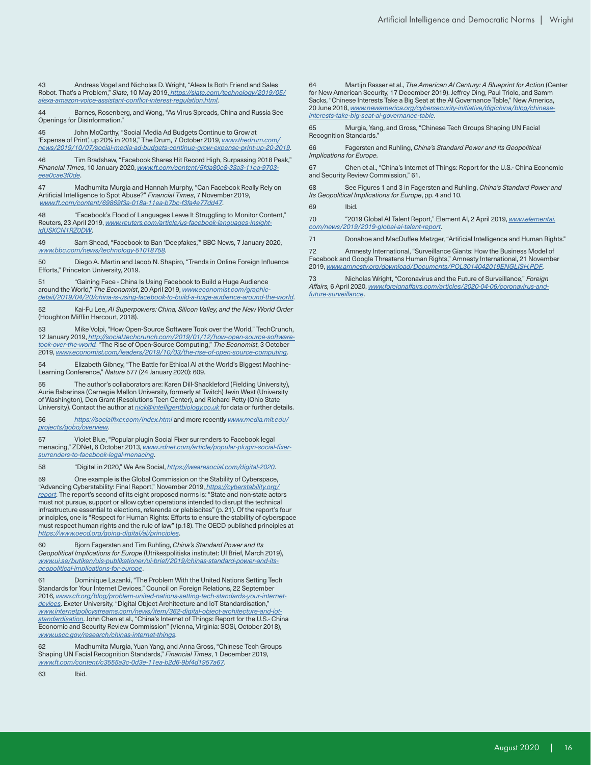43 Andreas Vogel and Nicholas D. Wright, "Alexa Is Both Friend and Sales Robot. That's a Problem," *Slate*, 10 May 2019, https://slate.com/technology/2019/05/alexa-amazon-voice-assistant-conflict-interest-regulation.html.

44 Barnes, Rosenberg, and Wong, "As Virus Spreads, China and Russia See Openings for Disinformation."

45 John McCarthy, "Social Media Ad Budgets Continue to Grow at 'Expense of Print', up 20% in 2019," The Drum, 7 October 2019, www.thedrum.com/news/2019/10/07/social-media-ad-budgets-continue-grow-expense-print-up-20-2019.

46 Tim Bradshaw, "Facebook Shares Hit Record High, Surpassing 2018 Peak," *Financial Times*, 10 January 2020, www.ft.com/content/5fda80c8-33a3-11ea-9703-eea0cae3f0de.

47 Madhumita Murgia and Hannah Murphy, "Can Facebook Really Rely on Artificial Intelligence to Spot Abuse?" *Financial Times*, 7 November 2019, www.ft.com/content/69869f3a-018a-11ea-b7bc-f3fa4e77dd47.

48 "Facebook's Flood of Languages Leave It Struggling to Monitor Content," Reuters, 23 April 2019, www.reuters.com/article/us-facebook-languages-insight-idUSKCN1RZ0DW.

49 Sam Shead, "Facebook to Ban 'Deepfakes,'" BBC News, 7 January 2020, www.bbc.com/news/technology-51018758.

50 Diego A. Martin and Jacob N. Shapiro, "Trends in Online Foreign Influence Efforts," Princeton University, 2019.

51 "Gaining Face - China Is Using Facebook to Build a Huge Audience around the World," *The Economist*, 20 April 2019, www.economist.com/graphic-detail/2019/04/20/china-is-using-facebook-to-build-a-huge-audience-around-the-world.

52 Kai-Fu Lee, *AI Superpowers: China, Silicon Valley, and the New World Order* (Houghton Mifflin Harcourt, 2018).

53 Mike Volpi, "How Open-Source Software Took over the World," TechCrunch, 12 January 2019, http://social.techcrunch.com/2019/01/12/how-open-source-software-took-over-the-world. "The Rise of Open-Source Computing," *The Economist*, 3 October 2019, www.economist.com/leaders/2019/10/03/the-rise-of-open-source-computing.

54 Elizabeth Gibney, "The Battle for Ethical AI at the World's Biggest Machine-Learning Conference," *Nature* 577 (24 January 2020): 609.

55 The author's collaborators are: Karen Dill-Shackleford (Fielding University), Aurie Babarinsa (Carnegie Mellon University, formerly at Twitch) Jevin West (University of Washington), Don Grant (Resolutions Teen Center), and Richard Petty (Ohio State University). Contact the author at nick@intelligentbiology.co.uk for data or further details.

56 https://socialfixer.com/index.html and more recently www.media.mit.edu/projects/gobo/overview.

57 Violet Blue, "Popular plugin Social Fixer surrenders to Facebook legal menacing," ZDNet, 6 October 2013, www.zdnet.com/article/popular-plugin-social-fixer-surrenders-to-facebook-legal-menacing.

58 "Digital in 2020," We Are Social, https://wearesocial.com/digital-2020.

59 One example is the Global Commission on the Stability of Cyberspace, "Advancing Cyberstability: Final Report," November 2019, https://cyberstability.org/report. The report's second of its eight proposed norms is: "State and non-state actors must not pursue, support or allow cyber operations intended to disrupt the technical infrastructure essential to elections, referenda or plebiscites" (p. 21). Of the report's four principles, one is "Respect for Human Rights: Efforts to ensure the stability of cyberspace must respect human rights and the rule of law" (p.18). The OECD published principles at https://www.oecd.org/going-digital/ai/principles.

60 Bjorn Fagersten and Tim Ruhling, *China's Standard Power and Its Geopolitical Implications for Europe* (Utrikespolitiska institutet: UI Brief, March 2019), www.ui.se/butiken/uis-publikationer/ui-brief/2019/chinas-standard-power-and-its-geopolitical-implications-for-europe.

61 Dominique Lazanki, "The Problem With the United Nations Setting Tech Standards for Your Internet Devices," Council on Foreign Relations, 22 September 2016, www.cfr.org/blog/problem-united-nations-setting-tech-standards-your-internet-devices. Exeter University, "Digital Object Architecture and IoT Standardisation," www.internetpolicystreams.com/news/item/362-digital-object-architecture-and-iot-standardisation. John Chen et al., "China's Internet of Things: Report for the U.S.- China Economic and Security Review Commission" (Vienna, Virginia: SOSi, October 2018), www.uscc.gov/research/chinas-internet-things.

62 Madhumita Murgia, Yuan Yang, and Anna Gross, "Chinese Tech Groups Shaping UN Facial Recognition Standards," *Financial Times*, 1 December 2019, www.ft.com/content/c3555a3c-0d3e-11ea-b2d6-9bf4d1957a67.

63 Ibid.

64 Martijn Rasser et al., *The American AI Century: A Blueprint for Action* (Center for New American Security, 17 December 2019). Jeffrey Ding, Paul Triolo, and Samm Sacks, "Chinese Interests Take a Big Seat at the AI Governance Table," New America, 20 June 2018, www.newamerica.org/cybersecurity-initiative/digichina/blog/chinese-interests-take-big-seat-ai-governance-table.

65 Murgia, Yang, and Gross, "Chinese Tech Groups Shaping UN Facial Recognition Standards."

66 Fagersten and Ruhling, *China's Standard Power and Its Geopolitical Implications for Europe*.

67 Chen et al., "China's Internet of Things: Report for the U.S.- China Economic and Security Review Commission," 61.

68 See Figures 1 and 3 in Fagersten and Ruhling, *China's Standard Power and Its Geopolitical Implications for Europe*, pp. 4 and 10.

69 Ibid.

70 "2019 Global AI Talent Report," Element AI, 2 April 2019, www.elementai.com/news/2019/2019-global-ai-talent-report.

71 Donahoe and MacDuffee Metzger, "Artificial Intelligence and Human Rights."

72 Amnesty International, "Surveillance Giants: How the Business Model of Facebook and Google Threatens Human Rights," Amnesty International, 21 November 2019, www.amnesty.org/download/Documents/POL3014042019ENGLISH.PDF.

73 Nicholas Wright, "Coronavirus and the Future of Surveillance," *Foreign Affairs*, 6 April 2020, www.foreignaffairs.com/articles/2020-04-06/coronavirus-and-future-surveillance.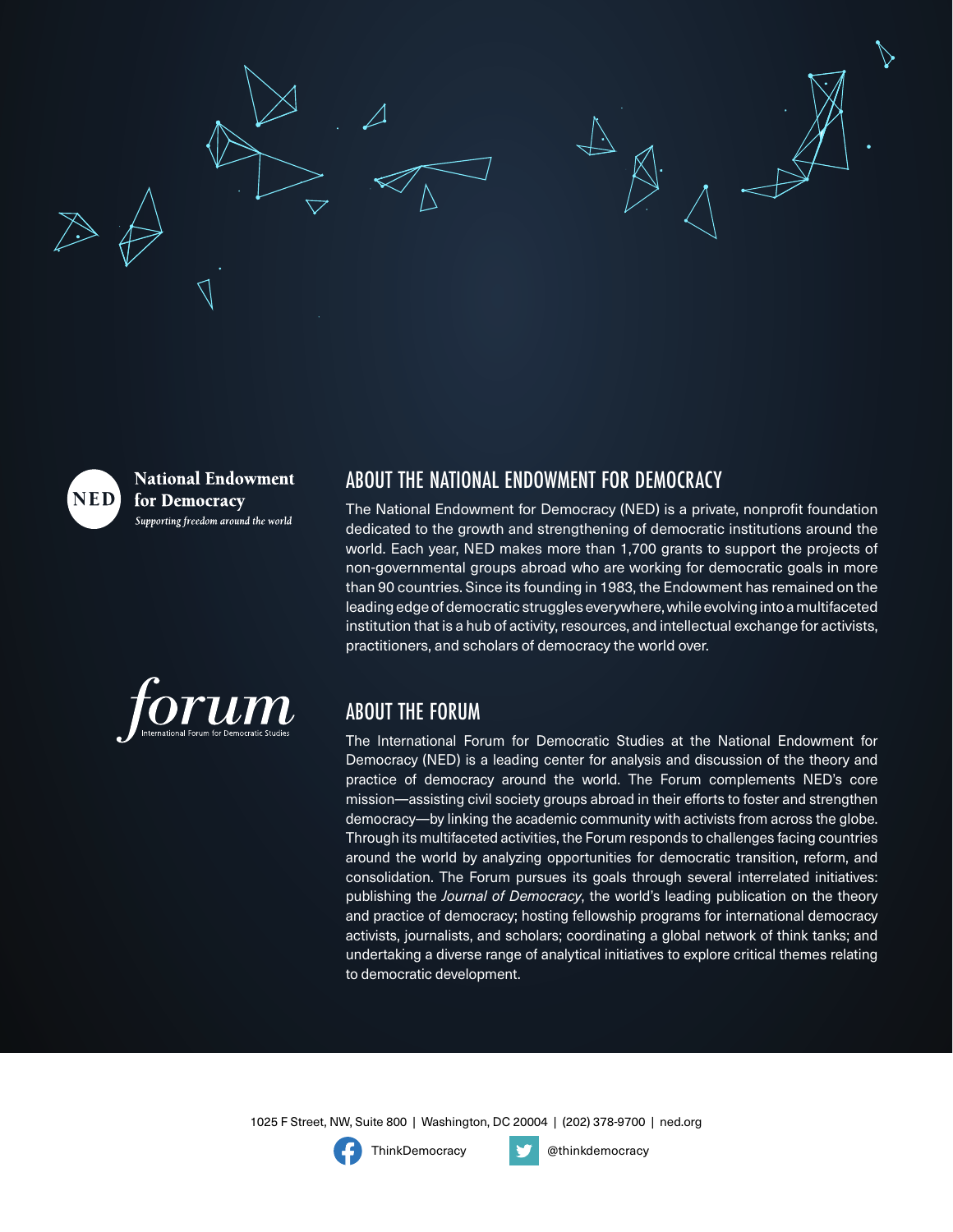**National Endowment for Democracy**
*Supporting freedom around the world*

## ABOUT THE NATIONAL ENDOWMENT FOR DEMOCRACY

The National Endowment for Democracy (NED) is a private, nonprofit foundation dedicated to the growth and strengthening of democratic institutions around the world. Each year, NED makes more than 1,700 grants to support the projects of non-governmental groups abroad who are working for democratic goals in more than 90 countries. Since its founding in 1983, the Endowment has remained on the leading edge of democratic struggles everywhere, while evolving into a multifaceted institution that is a hub of activity, resources, and intellectual exchange for activists, practitioners, and scholars of democracy the world over.

*forum*
International Forum for Democratic Studies

## ABOUT THE FORUM

The International Forum for Democratic Studies at the National Endowment for Democracy (NED) is a leading center for analysis and discussion of the theory and practice of democracy around the world. The Forum complements NED's core mission—assisting civil society groups abroad in their efforts to foster and strengthen democracy—by linking the academic community with activists from across the globe. Through its multifaceted activities, the Forum responds to challenges facing countries around the world by analyzing opportunities for democratic transition, reform, and consolidation. The Forum pursues its goals through several interrelated initiatives: publishing the *Journal of Democracy*, the world's leading publication on the theory and practice of democracy; hosting fellowship programs for international democracy activists, journalists, and scholars; coordinating a global network of think tanks; and undertaking a diverse range of analytical initiatives to explore critical themes relating to democratic development.

1025 F Street, NW, Suite 800 | Washington, DC 20004 | (202) 378-9700 | ned.org

ThinkDemocracy    @thinkdemocracy